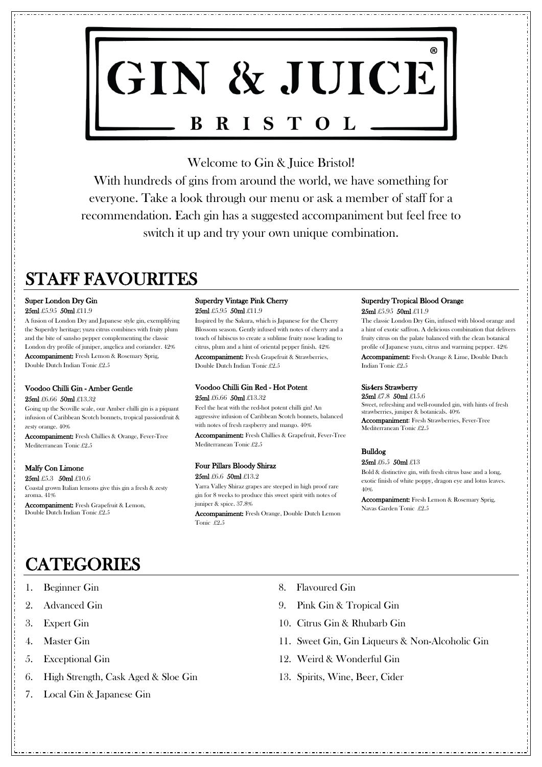# GIN & JUICE®

**BRISTOL**

Welcome to Gin & Juice Bristol!
With hundreds of gins from around the world, we have something for everyone. Take a look through our menu or ask a member of staff for a recommendation. Each gin has a suggested accompaniment but feel free to switch it up and try your own unique combination.

## STAFF FAVOURITES

### Super London Dry Gin

**25ml** £5.95 **50ml** £11.9

A fusion of London Dry and Japanese style gin, exemplifying the Superdry heritage; yuzu citrus combines with fruity plum and the bite of sansho pepper complementing the classic London dry profile of juniper, angelica and coriander. 42%

**Accompaniment:** Fresh Lemon & Rosemary Sprig, Double Dutch Indian Tonic £2.5

### Voodoo Chilli Gin - Amber Gentle

**25ml** £6.66 **50ml** £13.32

Going up the Scoville scale, our Amber chilli gin is a piquant infusion of Caribbean Scotch bonnets, tropical passionfruit & zesty orange. 40%

**Accompaniment:** Fresh Chillies & Orange, Fever-Tree Mediterranean Tonic £2.5

### Malfy Con Limone

**25ml** £5.3 **50ml** £10.6

Coastal grown Italian lemons give this gin a fresh & zesty aroma. 41%

**Accompaniment:** Fresh Grapefruit & Lemon, Double Dutch Indian Tonic £2.5

### Superdry Vintage Pink Cherry

**25ml** £5.95 **50ml** £11.9

Inspired by the Sakura, which is Japanese for the Cherry Blossom season. Gently infused with notes of cherry and a touch of hibiscus to create a sublime fruity nose leading to citrus, plum and a hint of oriental pepper finish. 42%

**Accompaniment:** Fresh Grapefruit & Strawberries, Double Dutch Indian Tonic £2.5

### Voodoo Chilli Gin Red - Hot Potent

**25ml** £6.66 **50ml** £13.32

Feel the heat with the red-hot potent chilli gin! An aggressive infusion of Caribbean Scotch bonnets, balanced with notes of fresh raspberry and mango. 40%

**Accompaniment:** Fresh Chillies & Grapefruit, Fever-Tree Mediterranean Tonic £2.5

### Four Pillars Bloody Shiraz

**25ml** £6.6 **50ml** £13.2

Yarra Valley Shiraz grapes are steeped in high proof rare gin for 8 weeks to produce this sweet spirit with notes of juniper & spice. 37.8%

**Accompaniment:** Fresh Orange, Double Dutch Lemon Tonic £2.5

### Superdry Tropical Blood Orange

**25ml** £5.95 **50ml** £11.9

The classic London Dry Gin, infused with blood orange and a hint of exotic saffron. A delicious combination that delivers fruity citrus on the palate balanced with the clean botanical profile of Japanese yuzu, citrus and warming pepper. 42%

**Accompaniment:** Fresh Orange & Lime, Double Dutch Indian Tonic £2.5

### Sis4ers Strawberry

**25ml** £7.8 **50ml** £15.6

Sweet, refreshing and well-rounded gin, with hints of fresh strawberries, juniper & botanicals. 40%

**Accompaniment:** Fresh Strawberries, Fever-Tree Mediterranean Tonic £2.5

### Bulldog

**25ml** £6.5 **50ml** £13

Bold & distinctive gin, with fresh citrus base and a long, exotic finish of white poppy, dragon eye and lotus leaves. 40%

**Accompaniment:** Fresh Lemon & Rosemary Sprig, Navas Garden Tonic £2.5

## CATEGORIES

1. Beginner Gin
2. Advanced Gin
3. Expert Gin
4. Master Gin
5. Exceptional Gin
6. High Strength, Cask Aged & Sloe Gin
7. Local Gin & Japanese Gin
8. Flavoured Gin
9. Pink Gin & Tropical Gin
10. Citrus Gin & Rhubarb Gin
11. Sweet Gin, Gin Liqueurs & Non-Alcoholic Gin
12. Weird & Wonderful Gin
13. Spirits, Wine, Beer, Cider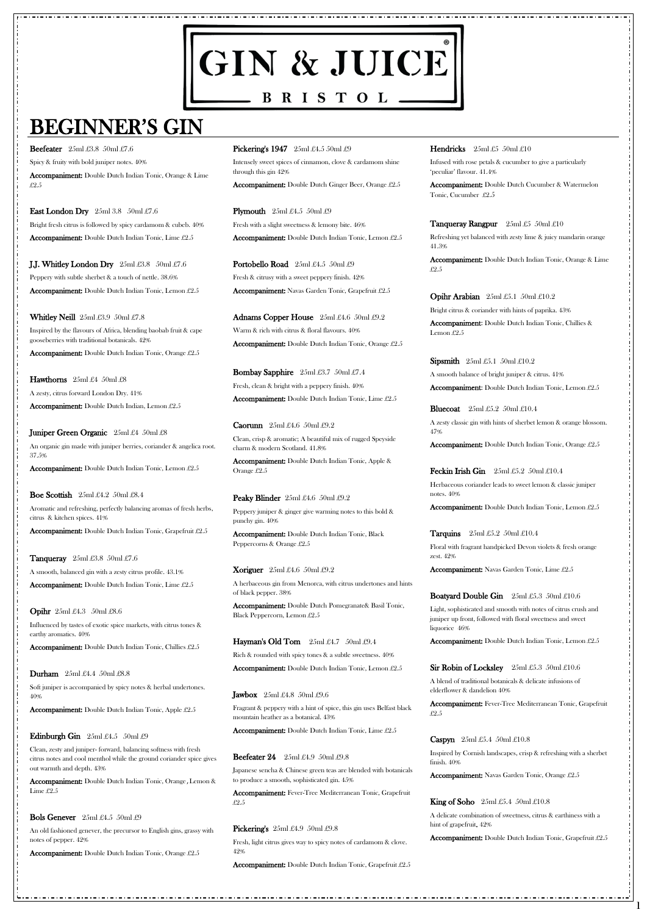# GIN & JUICE

**BRISTOL**

# BEGINNER'S GIN

**Beefeater** 25ml £3.8 50ml £7.6

Spicy & fruity with bold juniper notes. 40%

**Accompaniment:** Double Dutch Indian Tonic, Orange & Lime £2.5

**East London Dry** 25ml 3.8 50ml £7.6

Bright fresh citrus is followed by spicy cardamom & cubeb. 40%

**Accompaniment:** Double Dutch Indian Tonic, Lime £2.5

**J.J. Whitley London Dry** 25ml £3.8 50ml £7.6

Peppery with subtle sherbet & a touch of nettle. 38.6%

**Accompaniment:** Double Dutch Indian Tonic, Lemon £2.5

**Whitley Neill** 25ml £3.9 50ml £7.8

Inspired by the flavours of Africa, blending baobab fruit & cape gooseberries with traditional botanicals. 42%

**Accompaniment:** Double Dutch Indian Tonic, Orange £2.5

**Hawthorns** 25ml £4 50ml £8

A zesty, citrus forward London Dry. 41%

**Accompaniment:** Double Dutch Indian, Lemon £2.5

**Juniper Green Organic** 25ml £4 50ml £8

An organic gin made with juniper berries, coriander & angelica root. 37.5%

**Accompaniment:** Double Dutch Indian Tonic, Lemon £2.5

**Boe Scottish** 25ml £4.2 50ml £8.4

Aromatic and refreshing, perfectly balancing aromas of fresh herbs, citrus & kitchen spices. 41%

**Accompaniment:** Double Dutch Indian Tonic, Grapefruit £2.5

**Tanqueray** 25ml £3.8 50ml £7.6

A smooth, balanced gin with a zesty citrus profile. 43.1%

**Accompaniment:** Double Dutch Indian Tonic, Lime £2.5

**Opihr** 25ml £4.3 50ml £8.6

Influenced by tastes of exotic spice markets, with citrus tones & earthy aromatics. 40%

**Accompaniment:** Double Dutch Indian Tonic, Chillies £2.5

**Durham** 25ml £4.4 50ml £8.8

Soft juniper is accompanied by spicy notes & herbal undertones. 40%

**Accompaniment:** Double Dutch Indian Tonic, Apple £2.5

**Edinburgh Gin** 25ml £4.5 50ml £9

Clean, zesty and juniper- forward, balancing softness with fresh citrus notes and cool menthol while the ground coriander spice gives out warmth and depth. 43%

**Accompaniment:** Double Dutch Indian Tonic, Orange, Lemon & Lime £2.5

**Bols Genever** 25ml £4.5 50ml £9

An old fashioned genever, the precursor to English gins, grassy with notes of pepper. 42%

**Accompaniment:** Double Dutch Indian Tonic, Orange £2.5

**Pickering's 1947** 25ml £4.5 50ml £9

Intensely sweet spices of cinnamon, clove & cardamom shine through this gin 42%

**Accompaniment:** Double Dutch Ginger Beer, Orange £2.5

**Plymouth** 25ml £4.5 50ml £9

Fresh with a slight sweetness & lemony bite. 46%

**Accompaniment:** Double Dutch Indian Tonic, Lemon £2.5

**Portobello Road** 25ml £4.5 50ml £9

Fresh & citrusy with a sweet peppery finish. 42%

**Accompaniment:** Navas Garden Tonic, Grapefruit £2.5

**Adnams Copper House** 25ml £4.6 50ml £9.2

Warm & rich with citrus & floral flavours. 40%

**Accompaniment:** Double Dutch Indian Tonic, Orange £2.5

**Bombay Sapphire** 25ml £3.7 50ml £7.4

Fresh, clean & bright with a peppery finish. 40%

**Accompaniment:** Double Dutch Indian Tonic, Lime £2.5

**Caorunn** 25ml £4.6 50ml £9.2

Clean, crisp & aromatic; A beautiful mix of rugged Speyside charm & modern Scotland. 41.8%

**Accompaniment:** Double Dutch Indian Tonic, Apple & Orange £2.5

**Peaky Blinder** 25ml £4.6 50ml £9.2

Peppery juniper & ginger give warming notes to this bold & punchy gin. 40%

**Accompaniment:** Double Dutch Indian Tonic, Black Peppercorns & Orange £2.5

**Xoriguer** 25ml £4.6 50ml £9.2

A herbaceous gin from Menorca, with citrus undertones and hints of black pepper. 38%

**Accompaniment:** Double Dutch Pomegranate& Basil Tonic, Black Peppercorn, Lemon £2.5

**Hayman's Old Tom** 25ml £4.7 50ml £9.4

Rich & rounded with spicy tones & a subtle sweetness. 40%

**Accompaniment:** Double Dutch Indian Tonic, Lemon £2.5

**Jawbox** 25ml £4.8 50ml £9.6

Fragrant & peppery with a hint of spice, this gin uses Belfast black mountain heather as a botanical. 43%

**Accompaniment:** Double Dutch Indian Tonic, Lime £2.5

**Beefeater 24** 25ml £4.9 50ml £9.8

Japanese sencha & Chinese green teas are blended with botanicals to produce a smooth, sophisticated gin. 45%

**Accompaniment:** Fever-Tree Mediterranean Tonic, Grapefruit £2.5

**Pickering's** 25ml £4.9 50ml £9.8

Fresh, light citrus gives way to spicy notes of cardamom & clove. 42%

**Accompaniment:** Double Dutch Indian Tonic, Grapefruit £2.5

**Hendricks** 25ml £5 50ml £10

Infused with rose petals & cucumber to give a particularly 'peculiar' flavour. 41.4%

**Accompaniment:** Double Dutch Cucumber & Watermelon Tonic, Cucumber £2.5

**Tanqueray Rangpur** 25ml £5 50ml £10

Refreshing yet balanced with zesty lime & juicy mandarin orange 41.3%

**Accompaniment:** Double Dutch Indian Tonic, Orange & Lime £2.5

**Opihr Arabian** 25ml £5.1 50ml £10.2

Bright citrus & coriander with hints of paprika. 43%

**Accompaniment**: Double Dutch Indian Tonic, Chillies & Lemon £2.5

**Sipsmith** 25ml £5.1 50ml £10.2

A smooth balance of bright juniper & citrus. 41%

**Accompaniment**: Double Dutch Indian Tonic, Lemon £2.5

**Bluecoat** 25ml £5.2 50ml £10.4

A zesty classic gin with hints of sherbet lemon & orange blossom. 47%

**Accompaniment:** Double Dutch Indian Tonic, Orange £2.5

**Feckin Irish Gin** 25ml £5.2 50ml £10.4

Herbaceous coriander leads to sweet lemon & classic juniper notes. 40%

**Accompaniment:** Double Dutch Indian Tonic, Lemon £2.5

**Tarquins** 25ml £5.2 50ml £10.4

Floral with fragrant handpicked Devon violets & fresh orange zest. 42%

**Accompaniment:** Navas Garden Tonic, Lime £2.5

**Boatyard Double Gin** 25ml £5.3 50ml £10.6

Light, sophisticated and smooth with notes of citrus crush and juniper up front, followed with floral sweetness and sweet liquorice 46%

**Accompaniment:** Double Dutch Indian Tonic, Lemon £2.5

**Sir Robin of Locksley** 25ml £5.3 50ml £10.6

A blend of traditional botanicals & delicate infusions of elderflower & dandelion 40%

**Accompaniment:** Fever-Tree Mediterranean Tonic, Grapefruit £2.5

**Caspyn** 25ml £5.4 50ml £10.8

Inspired by Cornish landscapes, crisp & refreshing with a sherbet finish. 40%

**Accompaniment:** Navas Garden Tonic, Orange £2.5

**King of Soho** 25ml £5.4 50ml £10.8

A delicate combination of sweetness, citrus & earthiness with a hint of grapefruit. 42%

**Accompaniment:** Double Dutch Indian Tonic, Grapefruit £2.5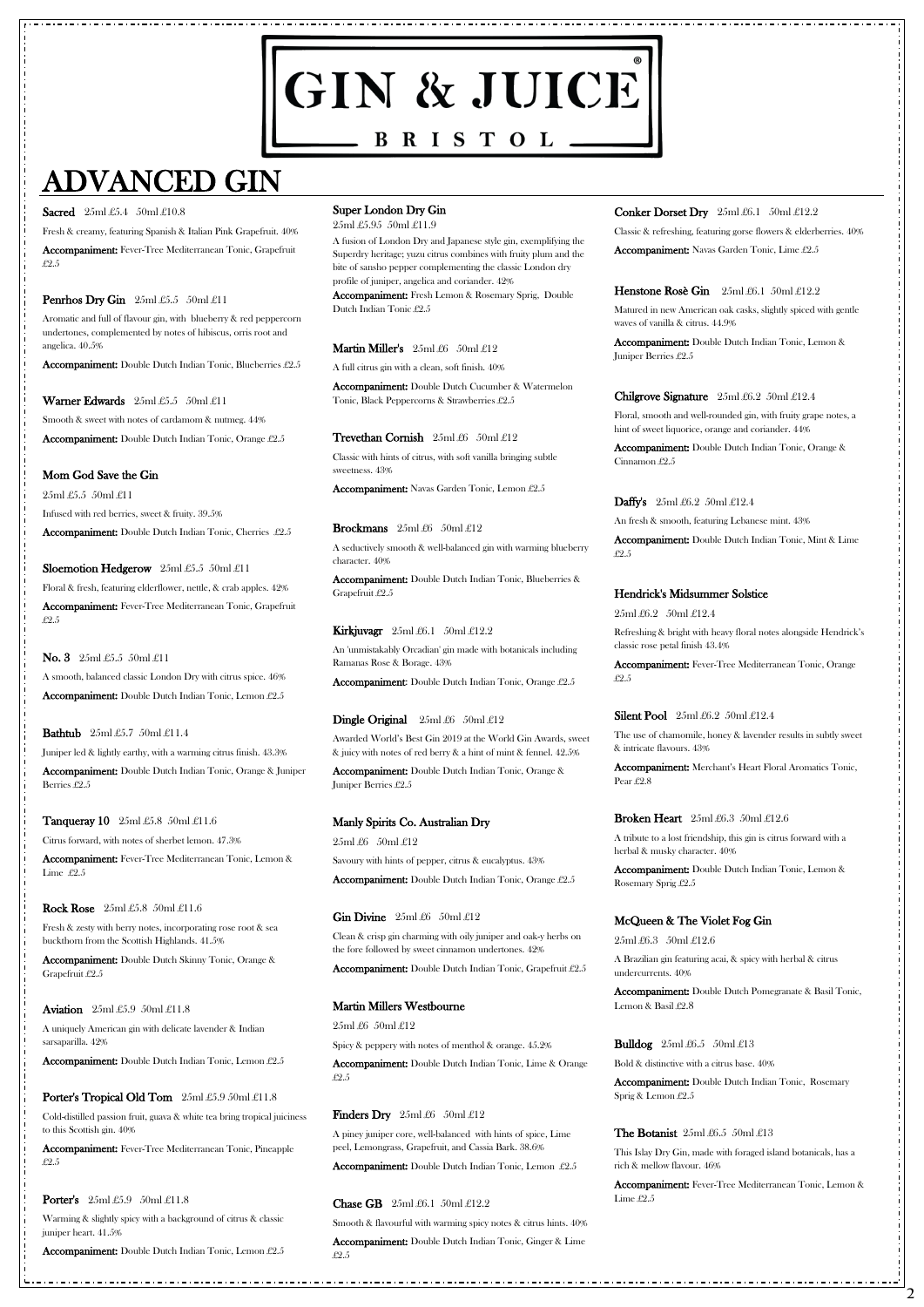# GIN & JUICE®

**BRISTOL**

# ADVANCED GIN

**Sacred** 25ml £5.4 50ml £10.8

Fresh & creamy, featuring Spanish & Italian Pink Grapefruit. 40%

**Accompaniment:** Fever-Tree Mediterranean Tonic, Grapefruit £2.5

**Penrhos Dry Gin** 25ml £5.5 50ml £11

Aromatic and full of flavour gin, with blueberry & red peppercorn undertones, complemented by notes of hibiscus, orris root and angelica. 40.5%

**Accompaniment:** Double Dutch Indian Tonic, Blueberries £2.5

**Warner Edwards** 25ml £5.5 50ml £11

Smooth & sweet with notes of cardamom & nutmeg. 44%

**Accompaniment:** Double Dutch Indian Tonic, Orange £2.5

**Mom God Save the Gin**

25ml £5.5 50ml £11

Infused with red berries, sweet & fruity. 39.5%

**Accompaniment:** Double Dutch Indian Tonic, Cherries £2.5

**Sloemotion Hedgerow** 25ml £5.5 50ml £11

Floral & fresh, featuring elderflower, nettle, & crab apples. 42%

**Accompaniment:** Fever-Tree Mediterranean Tonic, Grapefruit £2.5

**No. 3** 25ml £5.5 50ml £11

A smooth, balanced classic London Dry with citrus spice. 46%

**Accompaniment:** Double Dutch Indian Tonic, Lemon £2.5

**Bathtub** 25ml £5.7 50ml £11.4

Juniper led & lightly earthy, with a warming citrus finish. 43.3%

**Accompaniment:** Double Dutch Indian Tonic, Orange & Juniper Berries £2.5

**Tanqueray 10** 25ml £5.8 50ml £11.6

Citrus forward, with notes of sherbet lemon. 47.3%

**Accompaniment:** Fever-Tree Mediterranean Tonic, Lemon & Lime £2.5

**Rock Rose** 25ml £5.8 50ml £11.6

Fresh & zesty with berry notes, incorporating rose root & sea buckthorn from the Scottish Highlands. 41.5%

**Accompaniment:** Double Dutch Skinny Tonic, Orange & Grapefruit £2.5

**Aviation** 25ml £5.9 50ml £11.8

A uniquely American gin with delicate lavender & Indian sarsaparilla. 42%

**Accompaniment:** Double Dutch Indian Tonic, Lemon £2.5

**Porter's Tropical Old Tom** 25ml £5.9 50ml £11.8

Cold-distilled passion fruit, guava & white tea bring tropical juiciness to this Scottish gin. 40%

**Accompaniment:** Fever-Tree Mediterranean Tonic, Pineapple £2.5

**Porter's** 25ml £5.9 50ml £11.8

Warming & slightly spicy with a background of citrus & classic juniper heart. 41.5%

**Accompaniment:** Double Dutch Indian Tonic, Lemon £2.5

**Super London Dry Gin**

25ml £5.95 50ml £11.9

A fusion of London Dry and Japanese style gin, exemplifying the Superdry heritage; yuzu citrus combines with fruity plum and the bite of sansho pepper complementing the classic London dry profile of juniper, angelica and coriander. 42%

**Accompaniment:** Fresh Lemon & Rosemary Sprig, Double Dutch Indian Tonic £2.5

**Martin Miller's** 25ml £6 50ml £12

A full citrus gin with a clean, soft finish. 40%

**Accompaniment:** Double Dutch Cucumber & Watermelon Tonic, Black Peppercorns & Strawberries £2.5

**Trevethan Cornish** 25ml £6 50ml £12

Classic with hints of citrus, with soft vanilla bringing subtle sweetness. 43%

**Accompaniment:** Navas Garden Tonic, Lemon £2.5

**Brockmans** 25ml £6 50ml £12

A seductively smooth & well-balanced gin with warming blueberry character. 40%

**Accompaniment:** Double Dutch Indian Tonic, Blueberries & Grapefruit £2.5

**Kirkjuvagr** 25ml £6.1 50ml £12.2

An 'unmistakably Orcadian' gin made with botanicals including Ramanas Rose & Borage. 43%

**Accompaniment:** Double Dutch Indian Tonic, Orange £2.5

**Dingle Original** 25ml £6 50ml £12

Awarded World's Best Gin 2019 at the World Gin Awards, sweet & juicy with notes of red berry & a hint of mint & fennel. 42.5%

**Accompaniment:** Double Dutch Indian Tonic, Orange & Juniper Berries £2.5

**Manly Spirits Co. Australian Dry**

25ml £6 50ml £12

Savoury with hints of pepper, citrus & eucalyptus. 43%

**Accompaniment:** Double Dutch Indian Tonic, Orange £2.5

**Gin Divine** 25ml £6 50ml £12

Clean & crisp gin charming with oily juniper and oak-y herbs on the fore followed by sweet cinnamon undertones. 42%

**Accompaniment:** Double Dutch Indian Tonic, Grapefruit £2.5

**Martin Millers Westbourne**

25ml £6 50ml £12

Spicy & peppery with notes of menthol & orange. 45.2%

**Accompaniment:** Double Dutch Indian Tonic, Lime & Orange £2.5

**Finders Dry** 25ml £6 50ml £12

A piney juniper core, well-balanced with hints of spice, Lime peel, Lemongrass, Grapefruit, and Cassia Bark. 38.6%

**Accompaniment:** Double Dutch Indian Tonic, Lemon £2.5

**Chase GB** 25ml £6.1 50ml £12.2

Smooth & flavourful with warming spicy notes & citrus hints. 40%

**Accompaniment:** Double Dutch Indian Tonic, Ginger & Lime £2.5

**Conker Dorset Dry** 25ml £6.1 50ml £12.2

Classic & refreshing, featuring gorse flowers & elderberries. 40%

**Accompaniment:** Navas Garden Tonic, Lime £2.5

**Henstone Rosè Gin** 25ml £6.1 50ml £12.2

Matured in new American oak casks, slightly spiced with gentle waves of vanilla & citrus. 44.9%

**Accompaniment:** Double Dutch Indian Tonic, Lemon & Juniper Berries £2.5

**Chilgrove Signature** 25ml £6.2 50ml £12.4

Floral, smooth and well-rounded gin, with fruity grape notes, a hint of sweet liquorice, orange and coriander. 44%

**Accompaniment:** Double Dutch Indian Tonic, Orange & Cinnamon £2.5

**Daffy's** 25ml £6.2 50ml £12.4

An fresh & smooth, featuring Lebanese mint. 43%

**Accompaniment:** Double Dutch Indian Tonic, Mint & Lime £2.5

**Hendrick's Midsummer Solstice**

25ml £6.2 50ml £12.4

Refreshing & bright with heavy floral notes alongside Hendrick's classic rose petal finish 43.4%

**Accompaniment:** Fever-Tree Mediterranean Tonic, Orange £2.5

**Silent Pool** 25ml £6.2 50ml £12.4

The use of chamomile, honey & lavender results in subtly sweet & intricate flavours. 43%

**Accompaniment:** Merchant's Heart Floral Aromatics Tonic, Pear £2.8

**Broken Heart** 25ml £6.3 50ml £12.6

A tribute to a lost friendship, this gin is citrus forward with a herbal & musky character. 40%

**Accompaniment:** Double Dutch Indian Tonic, Lemon & Rosemary Sprig £2.5

**McQueen & The Violet Fog Gin**

25ml £6.3 50ml £12.6

A Brazilian gin featuring acai, & spicy with herbal & citrus undercurrents. 40%

**Accompaniment:** Double Dutch Pomegranate & Basil Tonic, Lemon & Basil £2.8

**Bulldog** 25ml £6.5 50ml £13

Bold & distinctive with a citrus base. 40%

**Accompaniment:** Double Dutch Indian Tonic, Rosemary Sprig & Lemon £2.5

**The Botanist** 25ml £6.5 50ml £13

This Islay Dry Gin, made with foraged island botanicals, has a rich & mellow flavour. 46%

**Accompaniment:** Fever-Tree Mediterranean Tonic, Lemon & Lime £2.5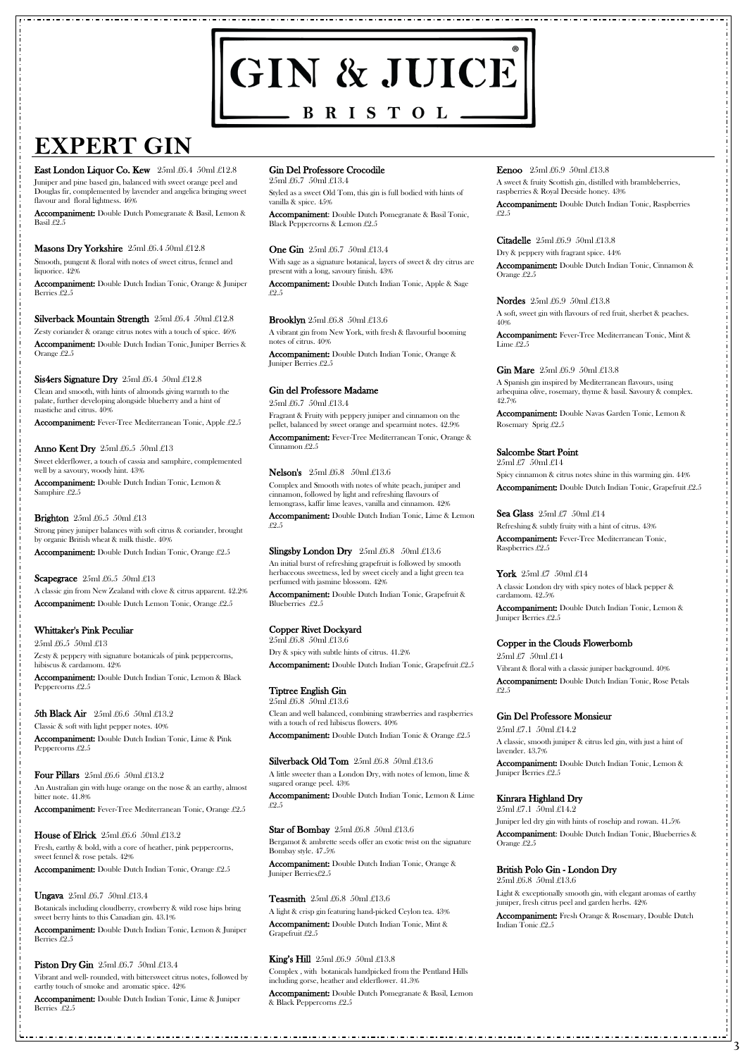# GIN & JUICE®

**BRISTOL**

# EXPERT GIN

**East London Liquor Co. Kew** 25ml £6.4 50ml £12.8

Juniper and pine based gin, balanced with sweet orange peel and Douglas fir, complemented by lavender and angelica bringing sweet flavour and floral lightness. 46%

**Accompaniment:** Double Dutch Pomegranate & Basil, Lemon & Basil £2.5

**Masons Dry Yorkshire** 25ml £6.4 50ml £12.8

Smooth, pungent & floral with notes of sweet citrus, fennel and liquorice. 42%

**Accompaniment:** Double Dutch Indian Tonic, Orange & Juniper Berries £2.5

**Silverback Mountain Strength** 25ml £6.4 50ml £12.8

Zesty coriander & orange citrus notes with a touch of spice. 46%

**Accompaniment:** Double Dutch Indian Tonic, Juniper Berries & Orange £2.5

**Sis4ers Signature Dry** 25ml £6.4 50ml £12.8

Clean and smooth, with hints of almonds giving warmth to the palate, further developing alongside blueberry and a hint of mastiche and citrus. 40%

**Accompaniment:** Fever-Tree Mediterranean Tonic, Apple £2.5

**Anno Kent Dry** 25ml £6.5 50ml £13

Sweet elderflower, a touch of cassia and samphire, complemented well by a savoury, woody hint. 43%

**Accompaniment:** Double Dutch Indian Tonic, Lemon & Samphire £2.5

**Brighton** 25ml £6.5 50ml £13

Strong piney juniper balances with soft citrus & coriander, brought by organic British wheat & milk thistle. 40%

**Accompaniment:** Double Dutch Indian Tonic, Orange £2.5

**Scapegrace** 25ml £6.5 50ml £13

A classic gin from New Zealand with clove & citrus apparent. 42.2%

**Accompaniment:** Double Dutch Lemon Tonic, Orange £2.5

**Whittaker's Pink Peculiar**

25ml £6.5 50ml £13

Zesty & peppery with signature botanicals of pink peppercorns, hibiscus & cardamom. 42%

**Accompaniment:** Double Dutch Indian Tonic, Lemon & Black Peppercorns £2.5

**5th Black Air** 25ml £6.6 50ml £13.2

Classic & soft with light pepper notes. 40%

**Accompaniment:** Double Dutch Indian Tonic, Lime & Pink Peppercorns £2.5

**Four Pillars** 25ml £6.6 50ml £13.2

An Australian gin with huge orange on the nose & an earthy, almost bitter note. 41.8%

**Accompaniment:** Fever-Tree Mediterranean Tonic, Orange £2.5

**House of Elrick** 25ml £6.6 50ml £13.2

Fresh, earthy & bold, with a core of heather, pink peppercorns, sweet fennel & rose petals. 42%

**Accompaniment:** Double Dutch Indian Tonic, Orange £2.5

**Ungava** 25ml £6.7 50ml £13.4

Botanicals including cloudberry, crowberry & wild rose hips bring sweet berry hints to this Canadian gin. 43.1%

**Accompaniment:** Double Dutch Indian Tonic, Lemon & Juniper Berries £2.5

**Piston Dry Gin** 25ml £6.7 50ml £13.4

Vibrant and well- rounded, with bittersweet citrus notes, followed by earthy touch of smoke and aromatic spice. 42%

**Accompaniment:** Double Dutch Indian Tonic, Lime & Juniper Berries £2.5

**Gin Del Professore Crocodile**

25ml £6.7 50ml £13.4

Styled as a sweet Old Tom, this gin is full bodied with hints of vanilla & spice. 45%

**Accompaniment:** Double Dutch Pomegranate & Basil Tonic, Black Peppercorns & Lemon £2.5

**One Gin** 25ml £6.7 50ml £13.4

With sage as a signature botanical, layers of sweet & dry citrus are present with a long, savoury finish. 43%

**Accompaniment:** Double Dutch Indian Tonic, Apple & Sage £2.5

**Brooklyn** 25ml £6.8 50ml £13.6

A vibrant gin from New York, with fresh & flavourful booming notes of citrus. 40%

**Accompaniment:** Double Dutch Indian Tonic, Orange & Juniper Berries £2.5

**Gin del Professore Madame**

25ml £6.7 50ml £13.4

Fragrant & Fruity with peppery juniper and cinnamon on the pellet, balanced by sweet orange and spearmint notes. 42.9%

**Accompaniment:** Fever-Tree Mediterranean Tonic, Orange & Cinnamon £2.5

**Nelson's** 25ml £6.8 50ml £13.6

Complex and Smooth with notes of white peach, juniper and cinnamon, followed by light and refreshing flavours of lemongrass, kaffir lime leaves, vanilla and cinnamon. 42%

**Accompaniment:** Double Dutch Indian Tonic, Lime & Lemon £2.5

**Slingsby London Dry** 25ml £6.8 50ml £13.6

An initial burst of refreshing grapefruit is followed by smooth herbaceous sweetness, led by sweet cicely and a light green tea perfumed with jasmine blossom. 42%

**Accompaniment:** Double Dutch Indian Tonic, Grapefruit & Blueberries £2.5

**Copper Rivet Dockyard**

25ml £6.8 50ml £13.6

Dry & spicy with subtle hints of citrus. 41.2%

**Accompaniment:** Double Dutch Indian Tonic, Grapefruit £2.5

**Tiptree English Gin**

25ml £6.8 50ml £13.6

Clean and well balanced, combining strawberries and raspberries with a touch of red hibiscus flowers. 40%

**Accompaniment:** Double Dutch Indian Tonic & Orange £2.5

**Silverback Old Tom** 25ml £6.8 50ml £13.6

A little sweeter than a London Dry, with notes of lemon, lime & sugared orange peel. 43%

**Accompaniment:** Double Dutch Indian Tonic, Lemon & Lime £2.5

**Star of Bombay** 25ml £6.8 50ml £13.6

Bergamot & ambrette seeds offer an exotic twist on the signature Bombay style. 47.5%

**Accompaniment:** Double Dutch Indian Tonic, Orange & Juniper Berries£2.5

**Teasmith** 25ml £6.8 50ml £13.6

A light & crisp gin featuring hand-picked Ceylon tea. 43%

**Accompaniment:** Double Dutch Indian Tonic, Mint & Grapefruit £2.5

**King's Hill** 25ml £6.9 50ml £13.8

Complex , with botanicals handpicked from the Pentland Hills including gorse, heather and elderflower. 41.3%

**Accompaniment:** Double Dutch Pomegranate & Basil, Lemon & Black Peppercorns £2.5

**Eenoo** 25ml £6.9 50ml £13.8

A sweet & fruity Scottish gin, distilled with brambleberries, raspberries & Royal Deeside honey. 43%

**Accompaniment:** Double Dutch Indian Tonic, Raspberries £2.5

**Citadelle** 25ml £6.9 50ml £13.8

Dry & peppery with fragrant spice. 44%

**Accompaniment:** Double Dutch Indian Tonic, Cinnamon & Orange £2.5

**Nordes** 25ml £6.9 50ml £13.8

A soft, sweet gin with flavours of red fruit, sherbet & peaches. 40%

**Accompaniment:** Fever-Tree Mediterranean Tonic, Mint & Lime £2.5

**Gin Mare** 25ml £6.9 50ml £13.8

A Spanish gin inspired by Mediterranean flavours, using arbequina olive, rosemary, thyme & basil. Savoury & complex. 42.7%

**Accompaniment:** Double Navas Garden Tonic, Lemon & Rosemary Sprig £2.5

**Salcombe Start Point**

25ml £7 50ml £14

Spicy cinnamon & citrus notes shine in this warming gin. 44%

**Accompaniment:** Double Dutch Indian Tonic, Grapefruit £2.5

**Sea Glass** 25ml £7 50ml £14

Refreshing & subtly fruity with a hint of citrus. 43%

**Accompaniment:** Fever-Tree Mediterranean Tonic, Raspberries £2.5

**York** 25ml £7 50ml £14

A classic London dry with spicy notes of black pepper & cardamom. 42.5%

**Accompaniment:** Double Dutch Indian Tonic, Lemon & Juniper Berries £2.5

**Copper in the Clouds Flowerbomb**

25ml £7 50ml £14

Vibrant & floral with a classic juniper background. 40%

**Accompaniment:** Double Dutch Indian Tonic, Rose Petals £2.5

**Gin Del Professore Monsieur**

25ml £7.1 50ml £14.2

A classic, smooth juniper & citrus led gin, with just a hint of lavender. 43.7%

**Accompaniment:** Double Dutch Indian Tonic, Lemon & Juniper Berries £2.5

**Kinrara Highland Dry**

25ml £7.1 50ml £14.2

Juniper led dry gin with hints of rosehip and rowan. 41.5%

**Accompaniment:** Double Dutch Indian Tonic, Blueberries & Orange £2.5

**British Polo Gin - London Dry**

25ml £6.8 50ml £13.6

Light & exceptionally smooth gin, with elegant aromas of earthy juniper, fresh citrus peel and garden herbs. 42%

**Accompaniment:** Fresh Orange & Rosemary, Double Dutch Indian Tonic £2.5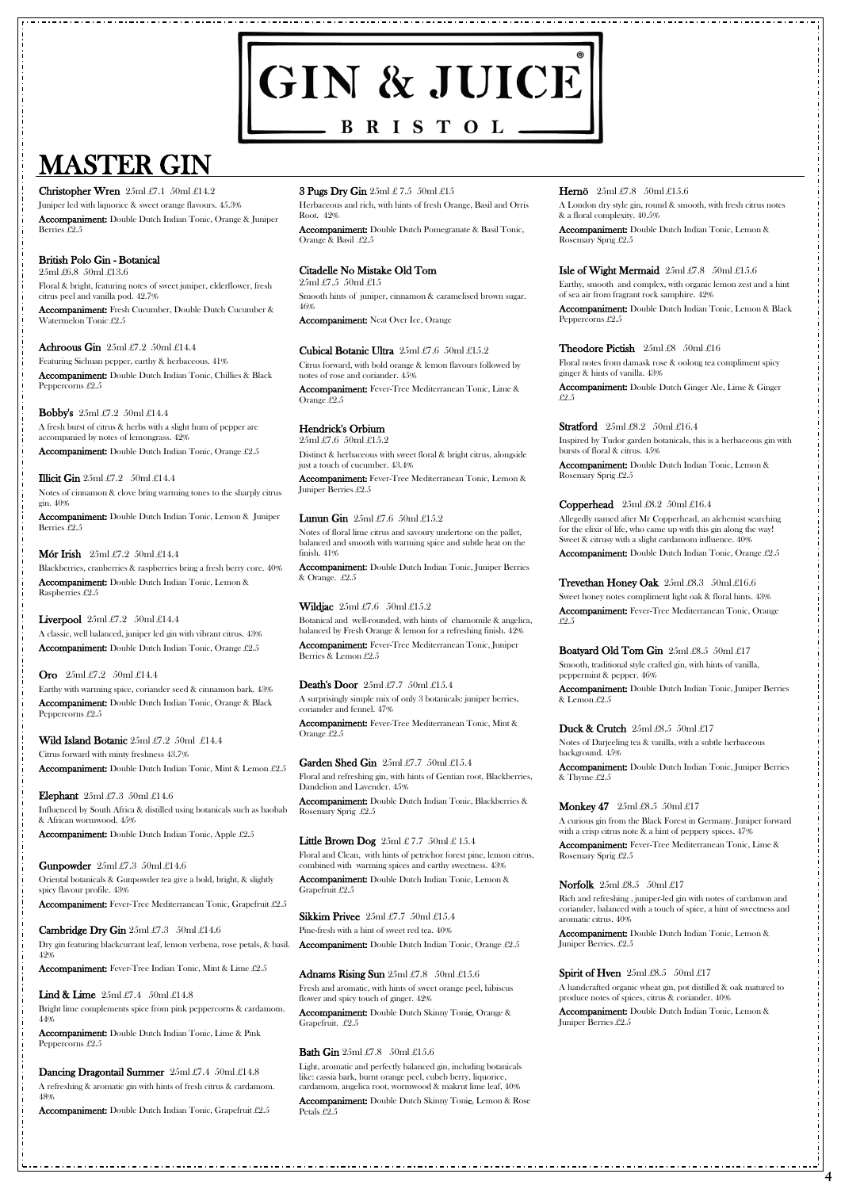# GIN & JUICE®

**BRISTOL**

# MASTER GIN

**Christopher Wren** 25ml £7.1 50ml £14.2
Juniper led with liquorice & sweet orange flavours. 45.3%
**Accompaniment:** Double Dutch Indian Tonic, Orange & Juniper Berries £2.5

**British Polo Gin - Botanical**
25ml £6.8 50ml £13.6
Floral & bright, featuring notes of sweet juniper, elderflower, fresh citrus peel and vanilla pod. 42.7%
**Accompaniment:** Fresh Cucumber, Double Dutch Cucumber & Watermelon Tonic £2.5

**Achroous Gin** 25ml £7.2 50ml £14.4
Featuring Sichuan pepper, earthy & herbaceous. 41%
**Accompaniment:** Double Dutch Indian Tonic, Chillies & Black Peppercorns £2.5

**Bobby's** 25ml £7.2 50ml £14.4
A fresh burst of citrus & herbs with a slight hum of pepper are accompanied by notes of lemongrass. 42%
**Accompaniment:** Double Dutch Indian Tonic, Orange £2.5

**Illicit Gin** 25ml £7.2 50ml £14.4
Notes of cinnamon & clove bring warming tones to the sharply citrus gin. 40%
**Accompaniment:** Double Dutch Indian Tonic, Lemon & Juniper Berries £2.5

**Mór Irish** 25ml £7.2 50ml £14.4
Blackberries, cranberries & raspberries bring a fresh berry core. 40%
**Accompaniment:** Double Dutch Indian Tonic, Lemon & Raspberries £2.5

**Liverpool** 25ml £7.2 50ml £14.4
A classic, well balanced, juniper led gin with vibrant citrus. 43%
**Accompaniment:** Double Dutch Indian Tonic, Orange £2.5

**Oro** 25ml £7.2 50ml £14.4
Earthy with warming spice, coriander seed & cinnamon bark. 43%
**Accompaniment:** Double Dutch Indian Tonic, Orange & Black Peppercorns £2.5

**Wild Island Botanic** 25ml £7.2 50ml £14.4
Citrus forward with minty freshness 43.7%
**Accompaniment:** Double Dutch Indian Tonic, Mint & Lemon £2.5

**Elephant** 25ml £7.3 50ml £14.6
Influenced by South Africa & distilled using botanicals such as baobab & African wormwood. 45%
**Accompaniment:** Double Dutch Indian Tonic, Apple £2.5

**Gunpowder** 25ml £7.3 50ml £14.6
Oriental botanicals & Gunpowder tea give a bold, bright, & slightly spicy flavour profile. 43%
**Accompaniment:** Fever-Tree Mediterranean Tonic, Grapefruit £2.5

**Cambridge Dry Gin** 25ml £7.3 50ml £14.6
Dry gin featuring blackcurrant leaf, lemon verbena, rose petals, & basil. 42%
**Accompaniment:** Fever-Tree Indian Tonic, Mint & Lime £2.5

**Lind & Lime** 25ml £7.4 50ml £14.8
Bright lime complements spice from pink peppercorns & cardamom. 44%
**Accompaniment:** Double Dutch Indian Tonic, Lime & Pink Peppercorns £2.5

**Dancing Dragontail Summer** 25ml £7.4 50ml £14.8
A refreshing & aromatic gin with hints of fresh citrus & cardamom. 48%
**Accompaniment:** Double Dutch Indian Tonic, Grapefruit £2.5

**3 Pugs Dry Gin** 25ml £ 7.5 50ml £15
Herbaceous and rich, with hints of fresh Orange, Basil and Orris Root. 42%
**Accompaniment:** Double Dutch Pomegranate & Basil Tonic, Orange & Basil £2.5

**Citadelle No Mistake Old Tom**
25ml £7.5 50ml £15
Smooth hints of juniper, cinnamon & caramelised brown sugar. 46%
**Accompaniment:** Neat Over Ice, Orange

**Cubical Botanic Ultra** 25ml £7.6 50ml £15.2
Citrus forward, with bold orange & lemon flavours followed by notes of rose and coriander. 45%
**Accompaniment:** Fever-Tree Mediterranean Tonic, Lime & Orange £2.5

**Hendrick's Orbium**
25ml £7.6 50ml £15.2
Distinct & herbaceous with sweet floral & bright citrus, alongside just a touch of cucumber. 43.4%
**Accompaniment:** Fever-Tree Mediterranean Tonic, Lemon & Juniper Berries £2.5

**Lunun Gin** 25ml £7.6 50ml £15.2
Notes of floral lime citrus and savoury undertone on the pallet, balanced and smooth with warming spice and subtle heat on the finish. 41%
**Accompaniment:** Double Dutch Indian Tonic, Juniper Berries & Orange. £2.5

**Wildjac** 25ml £7.6 50ml £15.2
Botanical and well-rounded, with hints of chamomile & angelica, balanced by Fresh Orange & lemon for a refreshing finish. 42%
**Accompaniment:** Fever-Tree Mediterranean Tonic, Juniper Berries & Lemon £2.5

**Death's Door** 25ml £7.7 50ml £15.4
A surprisingly simple mix of only 3 botanicals: juniper berries, coriander and fennel. 47%
**Accompaniment:** Fever-Tree Mediterranean Tonic, Mint & Orange £2.5

**Garden Shed Gin** 25ml £7.7 50ml £15.4
Floral and refreshing gin, with hints of Gentian root, Blackberries, Dandelion and Lavender. 45%
**Accompaniment:** Double Dutch Indian Tonic, Blackberries & Rosemary Sprig £2.5

**Little Brown Dog** 25ml £ 7.7 50ml £ 15.4
Floral and Clean, with hints of petrichor forest pine, lemon citrus, combined with warming spices and earthy sweetness. 43%
**Accompaniment:** Double Dutch Indian Tonic, Lemon & Grapefruit £2.5

**Sikkim Privee** 25ml £7.7 50ml £15.4
Pine-fresh with a hint of sweet red tea. 40%
**Accompaniment:** Double Dutch Indian Tonic, Orange £2.5

**Adnams Rising Sun** 25ml £7.8 50ml £15.6
Fresh and aromatic, with hints of sweet orange peel, hibiscus flower and spicy touch of ginger. 42%
**Accompaniment:** Double Dutch Skinny Tonic, Orange & Grapefruit. £2.5

**Bath Gin** 25ml £7.8 50ml £15.6
Light, aromatic and perfectly balanced gin, including botanicals like: cassia bark, burnt orange peel, cubeb berry, liquorice, cardamom, angelica root, wormwood & makrut lime leaf, 40%
**Accompaniment:** Double Dutch Skinny Tonic, Lemon & Rose Petals £2.5

**Hernö** 25ml £7.8 50ml £15.6
A London dry style gin, round & smooth, with fresh citrus notes & a floral complexity. 40.5%
**Accompaniment:** Double Dutch Indian Tonic, Lemon & Rosemary Sprig £2.5

**Isle of Wight Mermaid** 25ml £7.8 50ml £15.6
Earthy, smooth and complex, with organic lemon zest and a hint of sea air from fragrant rock samphire. 42%
**Accompaniment:** Double Dutch Indian Tonic, Lemon & Black Peppercorns £2.5

**Theodore Pictish** 25ml £8 50ml £16
Floral notes from damask rose & oolong tea compliment spicy ginger & hints of vanilla. 43%
**Accompaniment:** Double Dutch Ginger Ale, Lime & Ginger £2.5

**Stratford** 25ml £8.2 50ml £16.4
Inspired by Tudor garden botanicals, this is a herbaceous gin with bursts of floral & citrus. 45%
**Accompaniment:** Double Dutch Indian Tonic, Lemon & Rosemary Sprig £2.5

**Copperhead** 25ml £8.2 50ml £16.4
Allegedly named after Mr Copperhead, an alchemist searching for the elixir of life, who came up with this gin along the way! Sweet & citrusy with a slight cardamom influence. 40%
**Accompaniment:** Double Dutch Indian Tonic, Orange £2.5

**Trevethan Honey Oak** 25ml £8.3 50ml £16.6
Sweet honey notes compliment light oak & floral hints. 43%
**Accompaniment:** Fever-Tree Mediterranean Tonic, Orange £2.5

**Boatyard Old Tom Gin** 25ml £8.5 50ml £17
Smooth, traditional style crafted gin, with hints of vanilla, peppermint & pepper. 46%
**Accompaniment:** Double Dutch Indian Tonic, Juniper Berries & Lemon £2.5

**Duck & Crutch** 25ml £8.5 50ml £17
Notes of Darjeeling tea & vanilla, with a subtle herbaceous background. 45%
**Accompaniment:** Double Dutch Indian Tonic, Juniper Berries & Thyme £2.5

**Monkey 47** 25ml £8.5 50ml £17
A curious gin from the Black Forest in Germany. Juniper forward with a crisp citrus note & a hint of peppery spices. 47%
**Accompaniment:** Fever-Tree Mediterranean Tonic, Lime & Rosemary Sprig £2.5

**Norfolk** 25ml £8.5 50ml £17
Rich and refreshing , juniper-led gin with notes of cardamon and coriander, balanced with a touch of spice, a hint of sweetness and aromatic citrus. 40%
**Accompaniment:** Double Dutch Indian Tonic, Lemon & Juniper Berries. £2.5

**Spirit of Hven** 25ml £8.5 50ml £17
A handcrafted organic wheat gin, pot distilled & oak matured to produce notes of spices, citrus & coriander. 40%
**Accompaniment:** Double Dutch Indian Tonic, Lemon & Juniper Berries £2.5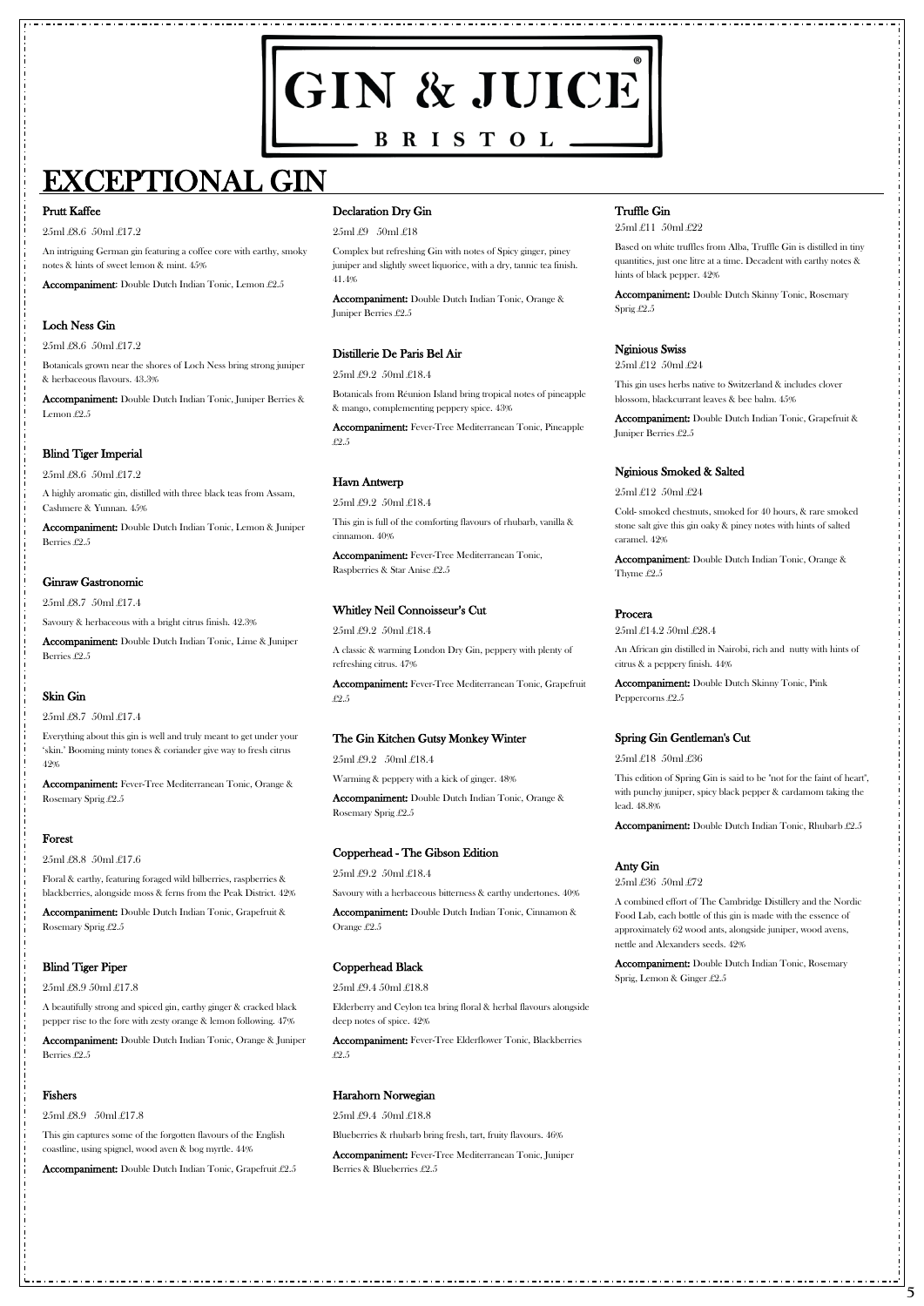# GIN & JUICE

BRISTOL

## EXCEPTIONAL GIN

### Prutt Kaffee

25ml £8.6 50ml £17.2

An intriguing German gin featuring a coffee core with earthy, smoky notes & hints of sweet lemon & mint. 45%

**Accompaniment**: Double Dutch Indian Tonic, Lemon £2.5

### Loch Ness Gin

25ml £8.6 50ml £17.2

Botanicals grown near the shores of Loch Ness bring strong juniper & herbaceous flavours. 43.3%

**Accompaniment:** Double Dutch Indian Tonic, Juniper Berries & Lemon £2.5

### Blind Tiger Imperial

25ml £8.6 50ml £17.2

A highly aromatic gin, distilled with three black teas from Assam, Cashmere & Yunnan. 45%

**Accompaniment:** Double Dutch Indian Tonic, Lemon & Juniper Berries £2.5

### Ginraw Gastronomic

25ml £8.7 50ml £17.4

Savoury & herbaceous with a bright citrus finish. 42.3%

**Accompaniment:** Double Dutch Indian Tonic, Lime & Juniper Berries £2.5

### Skin Gin

25ml £8.7 50ml £17.4

Everything about this gin is well and truly meant to get under your 'skin.' Booming minty tones & coriander give way to fresh citrus 42%

**Accompaniment:** Fever-Tree Mediterranean Tonic, Orange & Rosemary Sprig £2.5

### Forest

25ml £8.8 50ml £17.6

Floral & earthy, featuring foraged wild bilberries, raspberries & blackberries, alongside moss & ferns from the Peak District. 42%

**Accompaniment:** Double Dutch Indian Tonic, Grapefruit & Rosemary Sprig £2.5

### Blind Tiger Piper

25ml £8.9 50ml £17.8

A beautifully strong and spiced gin, earthy ginger & cracked black pepper rise to the fore with zesty orange & lemon following. 47%

**Accompaniment:** Double Dutch Indian Tonic, Orange & Juniper Berries £2.5

### Fishers

25ml £8.9 50ml £17.8

This gin captures some of the forgotten flavours of the English coastline, using spignel, wood aven & bog myrtle. 44%

**Accompaniment:** Double Dutch Indian Tonic, Grapefruit £2.5

### Declaration Dry Gin

25ml £9 50ml £18

Complex but refreshing Gin with notes of Spicy ginger, piney juniper and slightly sweet liquorice, with a dry, tannic tea finish. 41.4%

**Accompaniment:** Double Dutch Indian Tonic, Orange & Juniper Berries £2.5

### Distillerie De Paris Bel Air

25ml £9.2 50ml £18.4

Botanicals from Réunion Island bring tropical notes of pineapple & mango, complementing peppery spice. 43%

**Accompaniment:** Fever-Tree Mediterranean Tonic, Pineapple £2.5

### Havn Antwerp

25ml £9.2 50ml £18.4

This gin is full of the comforting flavours of rhubarb, vanilla & cinnamon. 40%

**Accompaniment:** Fever-Tree Mediterranean Tonic, Raspberries & Star Anise £2.5

### Whitley Neil Connoisseur's Cut

25ml £9.2 50ml £18.4

A classic & warming London Dry Gin, peppery with plenty of refreshing citrus. 47%

**Accompaniment:** Fever-Tree Mediterranean Tonic, Grapefruit £2.5

### The Gin Kitchen Gutsy Monkey Winter

25ml £9.2 50ml £18.4

Warming & peppery with a kick of ginger. 48%

**Accompaniment:** Double Dutch Indian Tonic, Orange & Rosemary Sprig £2.5

### Copperhead - The Gibson Edition

25ml £9.2 50ml £18.4

Savoury with a herbaceous bitterness & earthy undertones. 40%

**Accompaniment:** Double Dutch Indian Tonic, Cinnamon & Orange £2.5

### Copperhead Black

25ml £9.4 50ml £18.8

Elderberry and Ceylon tea bring floral & herbal flavours alongside deep notes of spice. 42%

**Accompaniment:** Fever-Tree Elderflower Tonic, Blackberries £2.5

### Harahorn Norwegian

25ml £9.4 50ml £18.8

Blueberries & rhubarb bring fresh, tart, fruity flavours. 46%

**Accompaniment:** Fever-Tree Mediterranean Tonic, Juniper Berries & Blueberries £2.5

### Truffle Gin

25ml £11 50ml £22

Based on white truffles from Alba, Truffle Gin is distilled in tiny quantities, just one litre at a time. Decadent with earthy notes & hints of black pepper. 42%

**Accompaniment:** Double Dutch Skinny Tonic, Rosemary Sprig £2.5

### Nginious Swiss

25ml £12 50ml £24

This gin uses herbs native to Switzerland & includes clover blossom, blackcurrant leaves & bee balm. 45%

**Accompaniment:** Double Dutch Indian Tonic, Grapefruit & Juniper Berries £2.5

### Nginious Smoked & Salted

25ml £12 50ml £24

Cold- smoked chestnuts, smoked for 40 hours, & rare smoked stone salt give this gin oaky & piney notes with hints of salted caramel. 42%

**Accompaniment**: Double Dutch Indian Tonic, Orange & Thyme £2.5

### Procera

25ml £14.2 50ml £28.4

An African gin distilled in Nairobi, rich and nutty with hints of citrus & a peppery finish. 44%

**Accompaniment:** Double Dutch Skinny Tonic, Pink Peppercorns £2.5

### Spring Gin Gentleman's Cut

25ml £18 50ml £36

This edition of Spring Gin is said to be "not for the faint of heart", with punchy juniper, spicy black pepper & cardamom taking the lead. 48.8%

**Accompaniment:** Double Dutch Indian Tonic, Rhubarb £2.5

### Anty Gin

25ml £36 50ml £72

A combined effort of The Cambridge Distillery and the Nordic Food Lab, each bottle of this gin is made with the essence of approximately 62 wood ants, alongside juniper, wood avens, nettle and Alexanders seeds. 42%

**Accompaniment:** Double Dutch Indian Tonic, Rosemary Sprig, Lemon & Ginger £2.5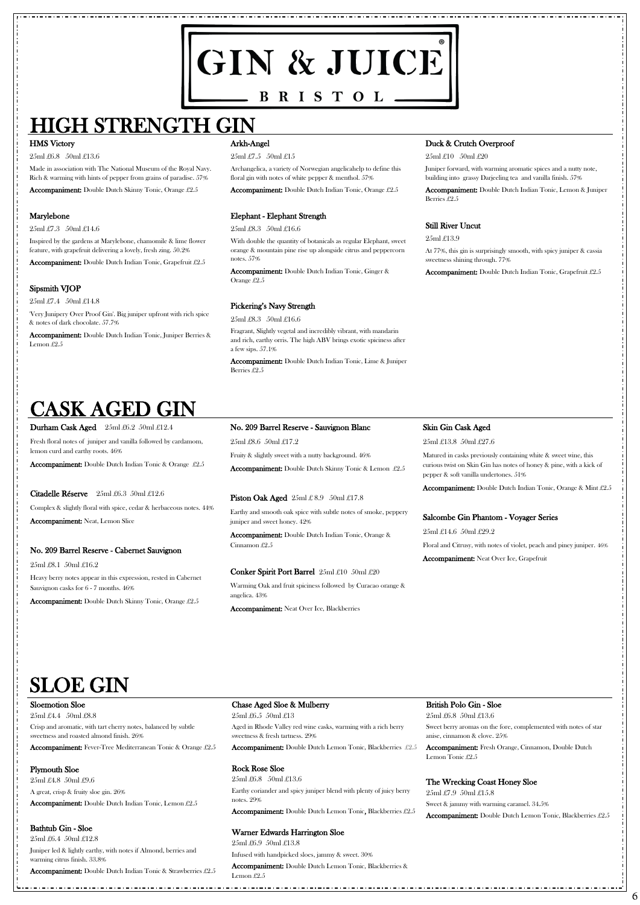# GIN & JUICE

BRISTOL

## HIGH STRENGTH GIN

### HMS Victory

25ml £6.8 50ml £13.6

Made in association with The National Museum of the Royal Navy. Rich & warming with hints of pepper from grains of paradise. 57%

**Accompaniment:** Double Dutch Skinny Tonic, Orange £2.5

### Marylebone

25ml £7.3 50ml £14.6

Inspired by the gardens at Marylebone, chamomile & lime flower feature, with grapefruit delivering a lovely, fresh zing. 50.2%

**Accompaniment:** Double Dutch Indian Tonic, Grapefruit £2.5

### Sipsmith VJOP

25ml £7.4 50ml £14.8

'Very Junipery Over Proof Gin'. Big juniper upfront with rich spice & notes of dark chocolate. 57.7%

**Accompaniment:** Double Dutch Indian Tonic, Juniper Berries & Lemon £2.5

### Arkh-Angel

25ml £7.5 50ml £15

Archangelica, a variety of Norwegian angelicahelp to define this floral gin with notes of white pepper & menthol. 57%

**Accompaniment:** Double Dutch Indian Tonic, Orange £2.5

### Elephant - Elephant Strength

25ml £8.3 50ml £16.6

With double the quantity of botanicals as regular Elephant, sweet orange & mountain pine rise up alongside citrus and peppercorn notes. 57%

**Accompaniment:** Double Dutch Indian Tonic, Ginger & Orange £2.5

### Pickering's Navy Strength

25ml £8.3 50ml £16.6

Fragrant, Slightly vegetal and incredibly vibrant, with mandarin and rich, earthy orris. The high ABV brings exotic spiciness after a few sips. 57.1%

**Accompaniment:** Double Dutch Indian Tonic, Lime & Juniper Berries £2.5

### Duck & Crutch Overproof

25ml £10 50ml £20

Juniper forward, with warming aromatic spices and a nutty note, building into grassy Darjeeling tea and vanilla finish. 57%

**Accompaniment:** Double Dutch Indian Tonic, Lemon & Juniper Berries £2.5

### Still River Uncut

25ml £13.9

At 77%, this gin is surprisingly smooth, with spicy juniper & cassia sweetness shining through. 77%

**Accompaniment:** Double Dutch Indian Tonic, Grapefruit £2.5

## CASK AGED GIN

### Durham Cask Aged 25ml £6.2 50ml £12.4

Fresh floral notes of juniper and vanilla followed by cardamom, lemon curd and earthy roots. 46%

**Accompaniment:** Double Dutch Indian Tonic & Orange £2.5

### Citadelle Réserve 25ml £6.3 50ml £12.6

Complex & slightly floral with spice, cedar & herbaceous notes. 44%

**Accompaniment:** Neat, Lemon Slice

### No. 209 Barrel Reserve - Cabernet Sauvignon

25ml £8.1 50ml £16.2

Heavy berry notes appear in this expression, rested in Cabernet Sauvignon casks for 6 - 7 months. 46%

**Accompaniment:** Double Dutch Skinny Tonic, Orange £2.5

### No. 209 Barrel Reserve - Sauvignon Blanc

25ml £8.6 50ml £17.2

Fruity & slightly sweet with a nutty background. 46%

**Accompaniment:** Double Dutch Skinny Tonic & Lemon £2.5

### Piston Oak Aged 25ml £ 8.9 50ml £17.8

Earthy and smooth oak spice with subtle notes of smoke, peppery juniper and sweet honey. 42%

**Accompaniment:** Double Dutch Indian Tonic, Orange & Cinnamon £2.5

### Conker Spirit Port Barrel 25ml £10 50ml £20

Warming Oak and fruit spiciness followed by Curacao orange & angelica. 43%

**Accompaniment:** Neat Over Ice, Blackberries

### Skin Gin Cask Aged

25ml £13.8 50ml £27.6

Matured in casks previously containing white & sweet wine, this curious twist on Skin Gin has notes of honey & pine, with a kick of pepper & soft vanilla undertones. 51%

**Accompaniment:** Double Dutch Indian Tonic, Orange & Mint £2.5

### Salcombe Gin Phantom - Voyager Series

25ml £14.6 50ml £29.2

Floral and Citrusy, with notes of violet, peach and piney juniper. 46%

**Accompaniment:** Neat Over Ice, Grapefruit

## SLOE GIN

### Sloemotion Sloe

25ml £4.4 50ml £8.8

Crisp and aromatic, with tart cherry notes, balanced by subtle sweetness and roasted almond finish. 26%

**Accompaniment:** Fever-Tree Mediterranean Tonic & Orange £2.5

### Plymouth Sloe

25ml £4.8 50ml £9.6

A great, crisp & fruity sloe gin. 26%

**Accompaniment:** Double Dutch Indian Tonic, Lemon £2.5

### Bathtub Gin - Sloe

25ml £6.4 50ml £12.8

Juniper led & lightly earthy, with notes if Almond, berries and warming citrus finish. 33.8%

**Accompaniment:** Double Dutch Indian Tonic & Strawberries £2.5

### Chase Aged Sloe & Mulberry

25ml £6.5 50ml £13

Aged in Rhode Valley red wine casks, warming with a rich berry sweetness & fresh tartness. 29%

**Accompaniment:** Double Dutch Lemon Tonic, Blackberries £2.5

### Rock Rose Sloe

25ml £6.8 50ml £13.6

Earthy coriander and spicy juniper blend with plenty of juicy berry notes. 29%

**Accompaniment:** Double Dutch Lemon Tonic, Blackberries £2.5

### Warner Edwards Harrington Sloe

25ml £6.9 50ml £13.8

Infused with handpicked sloes, jammy & sweet. 30%

**Accompaniment:** Double Dutch Lemon Tonic, Blackberries & Lemon £2.5

### British Polo Gin - Sloe

25ml £6.8 50ml £13.6

Sweet berry aromas on the fore, complemented with notes of star anise, cinnamon & clove. 25%

**Accompaniment:** Fresh Orange, Cinnamon, Double Dutch Lemon Tonic £2.5

### The Wrecking Coast Honey Sloe

25ml £7.9 50ml £15.8

Sweet & jammy with warming caramel. 34.5%

**Accompaniment:** Double Dutch Lemon Tonic, Blackberries £2.5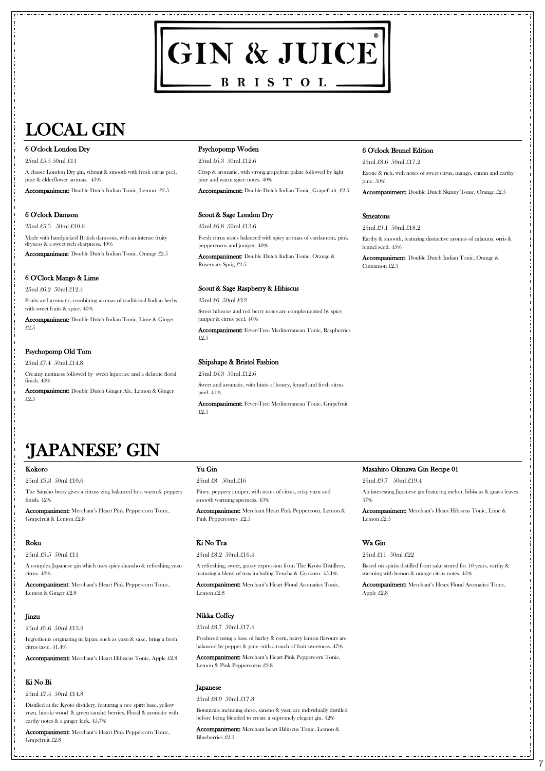# GIN & JUICE

BRISTOL

## LOCAL GIN

### 6 O'clock London Dry

25ml £5.5 50ml £11

A classic London Dry gin, vibrant & smooth with fresh citrus peel, pine & elderflower aromas. 43%

**Accompaniment:** Double Dutch Indian Tonic, Lemon £2.5

### 6 O'clock Damson

25ml £5.3 50ml £10.6

Made with handpicked British damsons, with an intense fruity dryness & a sweet rich sharpness. 40%

**Accompaniment**: Double Dutch Indian Tonic, Orange £2.5

### 6 O'Clock Mango & Lime

25ml £6.2 50ml £12.4

Fruity and aromatic, combining aromas of traditional Indian herbs with sweet fruits & spice. 40%

**Accompaniment:** Double Dutch Indian Tonic, Lime & Ginger £2.5

### Psychopomp Old Tom

25ml £7.4 50ml £14.8

Creamy nuttiness followed by sweet liquorice and a delicate floral finish. 40%

**Accompaniment:** Double Dutch Ginger Ale, Lemon & Ginger £2.5

### Psychopomp Woden

25ml £6.3 50ml £12.6

Crisp & aromatic, with strong grapefruit palate followed by light pine and warm spice notes. 40%

**Accompaniment:** Double Dutch Indian Tonic, Grapefruit £2.5

### Scout & Sage London Dry

25ml £6.8 50ml £13.6

Fresh citrus notes balanced with spicy aromas of cardamom, pink peppercorns and juniper. 40%

**Accompaniment**: Double Dutch Indian Tonic, Orange & Rosemary Sprig £2.5

### Scout & Sage Raspberry & Hibiscus

25ml £6 50ml £12

Sweet hibiscus and red berry notes are complemented by spicy juniper & citrus peel. 40%

**Accompaniment:** Fever-Tree Mediterranean Tonic, Raspberries £2.5

### Shipshape & Bristol Fashion

25ml £6.3 50ml £12.6

Sweet and aromatic, with hints of honey, fennel and fresh citrus peel. 41%

**Accompaniment:** Fever-Tree Mediterranean Tonic, Grapefruit £2.5

### 6 O'clock Brunel Edition

25ml £8.6 50ml £17.2

Exotic & rich, with notes of sweet citrus, mango, cumin and earthy pine. 50%

**Accompaniment:** Double Dutch Skinny Tonic, Orange £2.5

### Smeatons

25ml £9.1 50ml £18.2

Earthy & smooth, featuring distinctive aromas of calamus, orris & fennel seed. 45%

**Accompaniment**: Double Dutch Indian Tonic, Orange & Cinnamon £2.5

## 'JAPANESE' GIN

### Kokoro

25ml £5.3 50ml £10.6

The Sansho berry gives a citrusy zing balanced by a warm & peppery finish. 42%

**Accompaniment:** Merchant's Heart Pink Peppercorn Tonic, Grapefruit & Lemon £2.8

### Roku

25ml £5.5 50ml £11

A complex Japanese gin which uses spicy shansho & refreshing yuzu citrus. 43%

**Accompaniment**: Merchant's Heart Pink Peppercorn Tonic, Lemon & Ginger £2.8

### Jinzu

25ml £6.6 50ml £13.2

Ingredients originating in Japan, such as yuzu & sake, bring a fresh citrus taste. 41.4%

**Accompaniment:** Merchant's Heart Hibiscus Tonic, Apple £2.8

### Ki No Bi

25ml £7.4 50ml £14.8

Distilled at the Kyoto distillery, featuring a rice spirit base, yellow yuzu, hinoki wood & green sanshō berries. Floral & aromatic with earthy notes & a ginger kick. 45.7%

**Accompaniment:** Merchant's Heart Pink Peppercorn Tonic, Grapefruit £2.8

### Yu Gin

25ml £8 50ml £16

Piney, peppery juniper, with notes of citrus, crisp yuzu and smooth warming spiciness. 43%

**Accompaniment:** Merchant Heart Pink Peppercorn, Lemon & Pink Peppercorns £2.5

### Ki No Tea

25ml £8.2 50ml £16.4

A refreshing, sweet, grassy expression from The Kyoto Distillery, featuring a blend of teas including Tencha & Gyokuro. 45.1%

**Accompaniment:** Merchant's Heart Floral Aromatics Tonic, Lemon £2.8

### Nikka Coffey

25ml £8.7 50ml £17.4

Produced using a base of barley & corn, heavy lemon flavours are balanced by pepper & pine, with a touch of fruit sweetness. 47%

**Accompaniment:** Merchant's Heart Pink Peppercorn Tonic, Lemon & Pink Peppercorns £2.8

### Japanese

25ml £8.9 50ml £17.8

Botanicals including shiso, sansho & yuzu are individually distilled before being blended to create a supremely elegant gin. 42%

**Accompaniment:** Merchant heart Hibiscus Tonic, Lemon & Blueberries £2.5

### Masahiro Okinawa Gin Recipe 01

25ml £9.7 50ml £19.4

An interesting Japanese gin featuring melon, hibiscus & guava leaves. 47%

**Accompaniment:** Merchant's Heart Hibiscus Tonic, Lime & Lemon £2.5

### Wa Gin

25ml £11 50ml £22

Based on spirits distilled from sake stored for 10 years, earthy & warming with lemon & orange citrus notes. 45%

**Accompaniment:** Merchant's Heart Floral Aromatics Tonic, Apple £2.8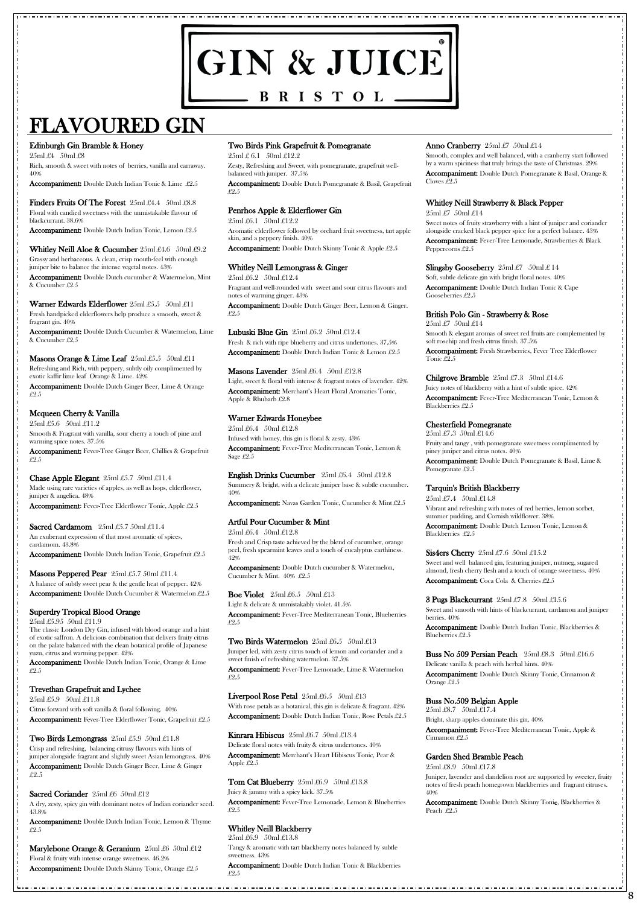# GIN & JUICE®

BRISTOL

# FLAVOURED GIN

**Edinburgh Gin Bramble & Honey**
25ml £4 50ml £8
Rich, smooth & sweet with notes of berries, vanilla and carraway. 40%
**Accompaniment:** Double Dutch Indian Tonic & Lime £2.5

**Finders Fruits Of The Forest** 25ml £4.4 50ml £8.8
Floral with candied sweetness with the unmistakable flavour of blackcurrant. 38.6%
**Accompaniment:** Double Dutch Indian Tonic, Lemon £2.5

**Whitley Neill Aloe & Cucumber** 25ml £4.6 50ml £9.2
Grassy and herbaceous. A clean, crisp mouth-feel with enough juniper bite to balance the intense vegetal notes. 43%
**Accompaniment:** Double Dutch cucumber & Watermelon, Mint & Cucumber £2.5

**Warner Edwards Elderflower** 25ml £5.5 50ml £11
Fresh handpicked elderflowers help produce a smooth, sweet & fragrant gin. 40%
**Accompaniment:** Double Dutch Cucumber & Watermelon, Lime & Cucumber £2.5

**Masons Orange & Lime Leaf** 25ml £5.5 50ml £11
Refreshing and Rich, with peppery, subtly oily complimented by exotic kaffir lime leaf Orange & Lime. 42%
**Accompaniment:** Double Dutch Ginger Beer, Lime & Orange £2.5

**Mcqueen Cherry & Vanilla**
25ml £5.6 50ml £11.2
Smooth & Fragrant with vanilla, sour cherry a touch of pine and warming spice notes. 37.5%
**Accompaniment:** Fever-Tree Ginger Beer, Chillies & Grapefruit £2.5

**Chase Apple Elegant** 25ml £5.7 50ml £11.4
Made using rare varieties of apples, as well as hops, elderflower, juniper & angelica. 48%
**Accompaniment**: Fever-Tree Elderflower Tonic, Apple £2.5

**Sacred Cardamom** 25ml £5.7 50ml £11.4
An exuberant expression of that most aromatic of spices, cardamom. 43.8%
**Accompaniment:** Double Dutch Indian Tonic, Grapefruit £2.5

**Masons Peppered Pear** 25ml £5.7 50ml £11.4
A balance of subtly sweet pear & the gentle heat of pepper. 42%
**Accompaniment:** Double Dutch Cucumber & Watermelon £2.5

**Superdry Tropical Blood Orange**
25ml £5.95 50ml £11.9
The classic London Dry Gin, infused with blood orange and a hint of exotic saffron. A delicious combination that delivers fruity citrus on the palate balanced with the clean botanical profile of Japanese yuzu, citrus and warming pepper. 42%
**Accompaniment:** Double Dutch Indian Tonic, Orange & Lime £2.5

**Trevethan Grapefruit and Lychee**
25ml £5.9 50ml £11.8
Citrus forward with soft vanilla & floral following. 40%
**Accompaniment:** Fever-Tree Elderflower Tonic, Grapefruit £2.5

**Two Birds Lemongrass** 25ml £5.9 50ml £11.8
Crisp and refreshing, balancing citrusy flavours with hints of juniper alongside fragrant and slightly sweet Asian lemongrass. 40%
**Accompaniment:** Double Dutch Ginger Beer, Lime & Ginger £2.5

**Sacred Coriander** 25ml £6 50ml £12
A dry, zesty, spicy gin with dominant notes of Indian coriander seed. 43.8%
**Accompaniment:** Double Dutch Indian Tonic, Lemon & Thyme £2.5

**Marylebone Orange & Geranium** 25ml £6 50ml £12
Floral & fruity with intense orange sweetness. 46.2%
**Accompaniment:** Double Dutch Skinny Tonic, Orange £2.5

**Two Birds Pink Grapefruit & Pomegranate**
25ml £ 6.1 50ml £12.2
Zesty, Refreshing and Sweet, with pomegranate, grapefruit well-balanced with juniper. 37.5%
**Accompaniment:** Double Dutch Pomegranate & Basil, Grapefruit £2.5

**Penrhos Apple & Elderflower Gin**
25ml £6.1 50ml £12.2
Aromatic elderflower followed by orchard fruit sweetness, tart apple skin, and a peppery finish. 40%
**Accompaniment:** Double Dutch Skinny Tonic & Apple £2.5

**Whitley Neill Lemongrass & Ginger**
25ml £6.2 50ml £12.4
Fragrant and well-rounded with sweet and sour citrus flavours and notes of warming ginger. 43%
**Accompaniment:** Double Dutch Ginger Beer, Lemon & Ginger. £2.5

**Lubuski Blue Gin** 25ml £6.2 50ml £12.4
Fresh & rich with ripe blueberry and citrus undertones. 37.5%
**Accompaniment:** Double Dutch Indian Tonic & Lemon £2.5

**Masons Lavender** 25ml £6.4 50ml £12.8
Light, sweet & floral with intense & fragrant notes of lavender. 42%
**Accompaniment:** Merchant's Heart Floral Aromatics Tonic, Apple & Rhubarb £2.8

**Warner Edwards Honeybee**
25ml £6.4 50ml £12.8
Infused with honey, this gin is floral & zesty. 43%
**Accompaniment:** Fever-Tree Mediterranean Tonic, Lemon & Sage £2.5

**English Drinks Cucumber** 25ml £6.4 50ml £12.8
Summery & bright, with a delicate juniper base & subtle cucumber. 40%
**Accompaniment:** Navas Garden Tonic, Cucumber & Mint £2.5

**Artful Pour Cucumber & Mint**
25ml £6.4 50ml £12.8
Fresh and Crisp taste achieved by the blend of cucumber, orange peel, fresh spearmint leaves and a touch of eucalyptus earthiness. 42%
**Accompaniment:** Double Dutch cucumber & Watermelon, Cucumber & Mint. 40% £2.5

**Boe Violet** 25ml £6.5 50ml £13
Light & delicate & unmistakably violet. 41.5%
**Accompaniment:** Fever-Tree Mediterranean Tonic, Blueberries £2.5

**Two Birds Watermelon** 25ml £6.5 50ml £13
Juniper led, with zesty citrus touch of lemon and coriander and a sweet finish of refreshing watermelon. 37.5%
**Accompaniment:** Fever-Tree Lemonade, Lime & Watermelon £2.5

**Liverpool Rose Petal** 25ml £6.5 50ml £13
With rose petals as a botanical, this gin is delicate & fragrant. 42%
**Accompaniment:** Double Dutch Indian Tonic, Rose Petals £2.5

**Kinrara Hibiscus** 25ml £6.7 50ml £13.4
Delicate floral notes with fruity & citrus undertones. 40%
**Accompaniment:** Merchant's Heart Hibiscus Tonic, Pear & Apple £2.5

**Tom Cat Blueberry** 25ml £6.9 50ml £13.8
Juicy & jammy with a spicy kick. 37.5%
**Accompaniment:** Fever-Tree Lemonade, Lemon & Blueberries £2.5

**Whitley Neill Blackberry**
25ml £6.9 50ml £13.8
Tangy & aromatic with tart blackberry notes balanced by subtle sweetness. 43%
**Accompaniment:** Double Dutch Indian Tonic & Blackberries £2.5

**Anno Cranberry** 25ml £7 50ml £14
Smooth, complex and well balanced, with a cranberry start followed by a warm spiciness that truly brings the taste of Christmas. 29%
**Accompaniment:** Double Dutch Pomegranate & Basil, Orange & Cloves £2.5

**Whitley Neill Strawberry & Black Pepper**
25ml £7 50ml £14
Sweet notes of fruity strawberry with a hint of juniper and coriander alongside cracked black pepper spice for a perfect balance. 43%
**Accompaniment:** Fever-Tree Lemonade, Strawberries & Black Peppercorns £2.5

**Slingsby Gooseberry** 25ml £7 50ml £ 14
Soft, subtle delicate gin with bright floral notes. 40%
**Accompaniment:** Double Dutch Indian Tonic & Cape Gooseberries £2.5

**British Polo Gin - Strawberry & Rose**
25ml £7 50ml £14
Smooth & elegant aromas of sweet red fruits are complemented by soft rosehip and fresh citrus finish. 37.5%
**Accompaniment:** Fresh Strawberries, Fever Tree Elderflower Tonic £2.5

**Chilgrove Bramble** 25ml £7.3 50ml £14.6
Juicy notes of blackberry with a hint of subtle spice. 42%
**Accompaniment:** Fever-Tree Mediterranean Tonic, Lemon & Blackberries £2.5

**Chesterfield Pomegranate**
25ml £7.3 50ml £14.6
Fruity and tangy , with pomegranate sweetness complimented by piney juniper and citrus notes. 40%
**Accompaniment:** Double Dutch Pomegranate & Basil, Lime & Pomegranate £2.5

**Tarquin's British Blackberry**
25ml £7.4 50ml £14.8
Vibrant and refreshing with notes of red berries, lemon sorbet, summer pudding, and Cornish wildflower. 38%
**Accompaniment:** Double Dutch Lemon Tonic, Lemon & Blackberries £2.5

**Sis4ers Cherry** 25ml £7.6 50ml £15.2
Sweet and well balanced gin, featuring juniper, nutmeg, sugared almond, fresh cherry flesh and a touch of orange sweetness. 40%
**Accompaniment:** Coca Cola & Cherries £2.5

**3 Pugs Blackcurrant** 25ml £7.8 50ml £15.6
Sweet and smooth with hints of blackcurrant, cardamon and juniper berries. 40%
**Accompaniment:** Double Dutch Indian Tonic, Blackberries & Blueberries £2.5

**Buss No 509 Persian Peach** 25ml £8.3 50ml £16.6
Delicate vanilla & peach with herbal hints. 40%
**Accompaniment:** Double Dutch Skinny Tonic, Cinnamon & Orange £2.5

**Buss No.509 Belgian Apple**
25ml £8.7 50ml £17.4
Bright, sharp apples dominate this gin. 40%
**Accompaniment:** Fever-Tree Mediterranean Tonic, Apple & Cinnamon £2.5

**Garden Shed Bramble Peach**
25ml £8.9 50ml £17.8
Juniper, lavender and dandelion root are supported by sweeter, fruity notes of fresh peach homegrown blackberries and fragrant citruses. 40%
**Accompaniment:** Double Dutch Skinny Tonic, Blackberries & Peach £2.5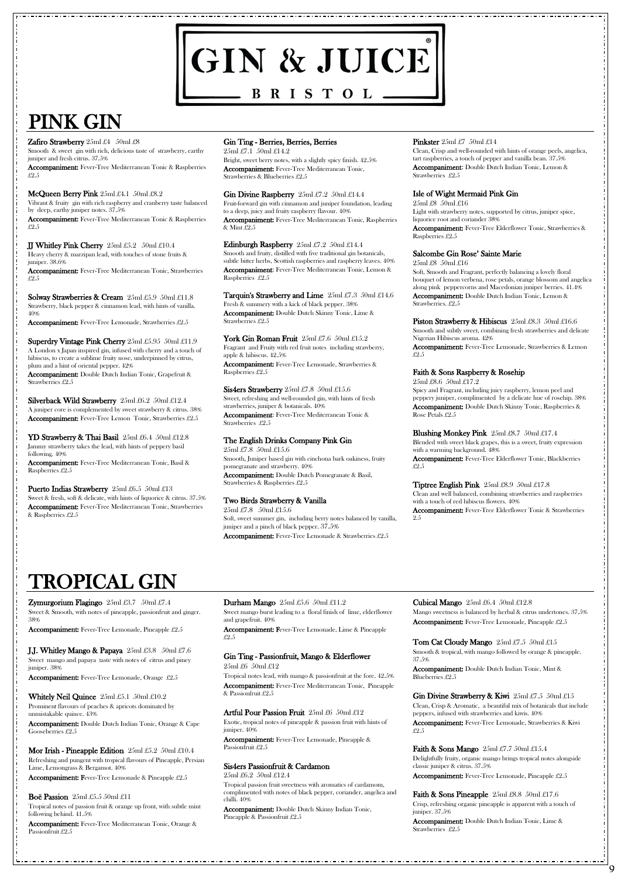# GIN & JUICE

BRISTOL

## PINK GIN

**Zafiro Strawberry** 25ml £4 50ml £8
Smooth & sweet gin with rich, delicious taste of strawberry, earthy juniper and fresh citrus. 37.5%
**Accompaniment:** Fever-Tree Mediterranean Tonic & Raspberries £2.5

**McQueen Berry Pink** 25ml £4.1 50ml £8.2
Vibrant & fruity gin with rich raspberry and cranberry taste balanced by deep, earthy juniper notes. 37.5%
**Accompaniment:** Fever-Tree Mediterranean Tonic & Raspberries £2.5

**JJ Whitley Pink Cherry** 25ml £5.2 50ml £10.4
Heavy cherry & marzipan lead, with touches of stone fruits & juniper. 38.6%
**Accompaniment:** Fever-Tree Mediterranean Tonic, Strawberries £2.5

**Solway Strawberries & Cream** 25ml £5.9 50ml £11.8
Strawberry, black pepper & cinnamon lead, with hints of vanilla. 40%
**Accompaniment:** Fever-Tree Lemonade, Strawberries £2.5

**Superdry Vintage Pink Cherry** 25ml £5.95 50ml £11.9
A London x Japan inspired gin, infused with cherry and a touch of hibiscus, to create a sublime fruity nose, underpinned by citrus, plum and a hint of oriental pepper. 42%
**Accompaniment:** Double Dutch Indian Tonic, Grapefruit & Strawberries £2.5

**Silverback Wild Strawberry** 25ml £6.2 50ml £12.4
A juniper core is complemented by sweet strawberry & citrus. 38%
**Accompaniment:** Fever-Tree Lemon Tonic, Strawberries £2.5

**YD Strawberry & Thai Basil** 25ml £6.4 50ml £12.8
Jammy strawberry takes the lead, with hints of peppery basil following. 40%
**Accompaniment:** Fever-Tree Mediterranean Tonic, Basil & Raspberries £2.5

**Puerto Indias Strawberry** 25ml £6.5 50ml £13
Sweet & fresh, soft & delicate, with hints of liquorice & citrus. 37.5%
**Accompaniment:** Fever-Tree Mediterranean Tonic, Strawberries & Raspberries £2.5

**Gin Ting - Berries, Berries, Berries**
25ml £7.1 50ml £14.2
Bright, sweet berry notes, with a slightly spicy finish. 42.5%
**Accompaniment:** Fever-Tree Mediterranean Tonic, Strawberries & Blueberries £2.5

**Gin Divine Raspberry** 25ml £7.2 50ml £14.4
Fruit-forward gin with cinnamon and juniper foundation, leading to a deep, juicy and fruity raspberry flavour. 40%
**Accompaniment:** Fever-Tree Mediterranean Tonic, Raspberries & Mint £2.5

**Edinburgh Raspberry** 25ml £7.2 50ml £14.4
Smooth and fruity, distilled with five traditional gin botanicals, subtle bitter herbs, Scottish raspberries and raspberry leaves. 40%
**Accompaniment:** Fever-Tree Mediterranean Tonic, Lemon & Raspberries £2.5

**Tarquin's Strawberry and Lime** 25ml £7.3 50ml £14.6
Fresh & summery with a kick of black pepper. 38%
**Accompaniment:** Double Dutch Skinny Tonic, Lime & Strawberries £2.5

**York Gin Roman Fruit** 25ml £7.6 50ml £15.2
Fragrant and Fruity with red fruit notes including strawberry, apple & hibiscus. 42.5%
**Accompaniment:** Fever-Tree Lemonade, Strawberries & Raspberries £2.5

**Sis4ers Strawberry** 25ml £7.8 50ml £15.6
Sweet, refreshing and well-rounded gin, with hints of fresh strawberries, juniper & botanicals. 40%
**Accompaniment:** Fever-Tree Mediterranean Tonic & Strawberries £2.5

**The English Drinks Company Pink Gin**
25ml £7.8 50ml £15.6
Smooth, Juniper based gin with cinchona bark oakiness, fruity pomegranate and strawberry. 40%
**Accompaniment:** Double Dutch Pomegranate & Basil, Strawberries & Raspberries £2.5

**Two Birds Strawberry & Vanilla**
25ml £7.8 50ml £15.6
Soft, sweet summer gin, including berry notes balanced by vanilla, juniper and a pinch of black pepper. 37.5%
**Accompaniment:** Fever-Tree Lemonade & Strawberries £2.5

**Pinkster** 25ml £7 50ml £14
Clean, Crisp and well-rounded with hints of orange peels, angelica, tart raspberries, a touch of pepper and vanilla bean. 37.5%
**Accompaniment:** Double Dutch Indian Tonic, Lemon & Strawberries £2.5

**Isle of Wight Mermaid Pink Gin**
25ml £8 50ml £16
Light with strawberry notes, supported by citrus, juniper spice, liquorice root and coriander 38%
**Accompaniment:** Fever-Tree Elderflower Tonic, Strawberries & Raspberries £2.5

**Salcombe Gin Rose' Sainte Marie**
25ml £8 50ml £16
Soft, Smooth and Fragrant, perfectly balancing a lovely floral bouquet of lemon verbena, rose petals, orange blossom and angelica along pink peppercorns and Macedonian juniper berries. 41.4%
**Accompaniment:** Double Dutch Indian Tonic, Lemon & Strawberries. £2.5

**Piston Strawberry & Hibiscus** 25ml £8.3 50ml £16.6
Smooth and subtly sweet, combining fresh strawberries and delicate Nigerian Hibiscus aroma. 42%
**Accompaniment:** Fever-Tree Lemonade, Strawberries & Lemon £2.5

**Faith & Sons Raspberry & Rosehip**
25ml £8.6 50ml £17.2
Spicy and Fragrant, including juicy raspberry, lemon peel and peppery juniper, complimented by a delicate hue of rosehip. 38%
**Accompaniment:** Double Dutch Skinny Tonic, Raspberries & Rose Petals £2.5

**Blushing Monkey Pink** 25ml £8.7 50ml £17.4
Blended with sweet black grapes, this is a sweet, fruity expression with a warming background. 48%
**Accompaniment:** Fever-Tree Elderflower Tonic, Blackberries £2.5

**Tiptree English Pink** 25ml £8.9 50ml £17.8
Clean and well balanced, combining strawberries and raspberries with a touch of red hibiscus flowers. 40%
**Accompaniment:** Fever-Tree Elderflower Tonic & Strawberries 2.5

## TROPICAL GIN

**Zymurgorium Flagingo** 25ml £3.7 50ml £7.4
Sweet & Smooth, with notes of pineapple, passionfruit and ginger. 38%
**Accompaniment:** Fever-Tree Lemonade, Pineapple £2.5

**J.J. Whitley Mango & Papaya** 25ml £3.8 50ml £7.6
Sweet mango and papaya taste with notes of citrus and piney juniper. 38%
**Accompaniment:** Fever-Tree Lemonade, Orange £2.5

**Whitely Neil Quince** 25ml £5.1 50ml £10.2
Prominent flavours of peaches & apricots dominated by unmistakable quince. 43%
**Accompaniment:** Double Dutch Indian Tonic, Orange & Cape Gooseberries £2.5

**Mor Irish - Pineapple Edition** 25ml £5.2 50ml £10.4
Refreshing and pungent with tropical flavours of Pineapple, Persian Lime, Lemongrass & Bergamot. 40%
**Accompaniment:** Fever-Tree Lemonade & Pineapple £2.5

**Boë Passion** 25ml £5.5 50ml £11
Tropical notes of passion fruit & orange up front, with subtle mint following behind. 41.5%
**Accompaniment:** Fever-Tree Mediterranean Tonic, Orange & Passionfruit £2.5

**Durham Mango** 25ml £5.6 50ml £11.2
Sweet mango burst leading to a floral finish of lime, elderflower and grapefruit. 40%
**Accompaniment:** Fever-Tree Lemonade, Lime & Pineapple £2.5

**Gin Ting - Passionfruit, Mango & Elderflower**
25ml £6 50ml £12
Tropical notes lead, with mango & passionfruit at the fore. 42.5%
**Accompaniment:** Fever-Tree Mediterranean Tonic, Pineapple & Passionfruit £2.5

**Artful Pour Passion Fruit** 25ml £6 50ml £12
Exotic, tropical notes of pineapple & passion fruit with hints of juniper. 40%
**Accompaniment:** Fever-Tree Lemonade, Pineapple & Passionfruit £2.5

**Sis4ers Passionfruit & Cardamon**
25ml £6.2 50ml £12.4
Tropical passion fruit sweetness with aromatics of cardamom, complimented with notes of black pepper, coriander, angelica and chilli. 40%
**Accompaniment:** Double Dutch Skinny Indian Tonic, Pineapple & Passionfruit £2.5

**Cubical Mango** 25ml £6.4 50ml £12.8
Mango sweetness is balanced by herbal & citrus undertones. 37.5%
**Accompaniment:** Fever-Tree Lemonade, Pineapple £2.5

**Tom Cat Cloudy Mango** 25ml £7.5 50ml £15
Smooth & tropical, with mango followed by orange & pineapple. 37.5%
**Accompaniment:** Double Dutch Indian Tonic, Mint & Blueberries £2.5

**Gin Divine Strawberry & Kiwi** 25ml £7.5 50ml £15
Clean, Crisp & Aromatic, a beautiful mix of botanicals that include peppers, infused with strawberries and kiwis. 40%
**Accompaniment:** Fever-Tree Lemonade, Strawberries & Kiwi £2.5

**Faith & Sons Mango** 25ml £7.7 50ml £15.4
Delightfully fruity, organic mango brings tropical notes alongside classic juniper & citrus. 37.5%
**Accompaniment:** Fever-Tree Lemonade, Pineapple £2.5

**Faith & Sons Pineapple** 25ml £8.8 50ml £17.6
Crisp, refreshing organic pineapple is apparent with a touch of juniper. 37.5%
**Accompaniment:** Double Dutch Indian Tonic, Lime & Strawberries £2.5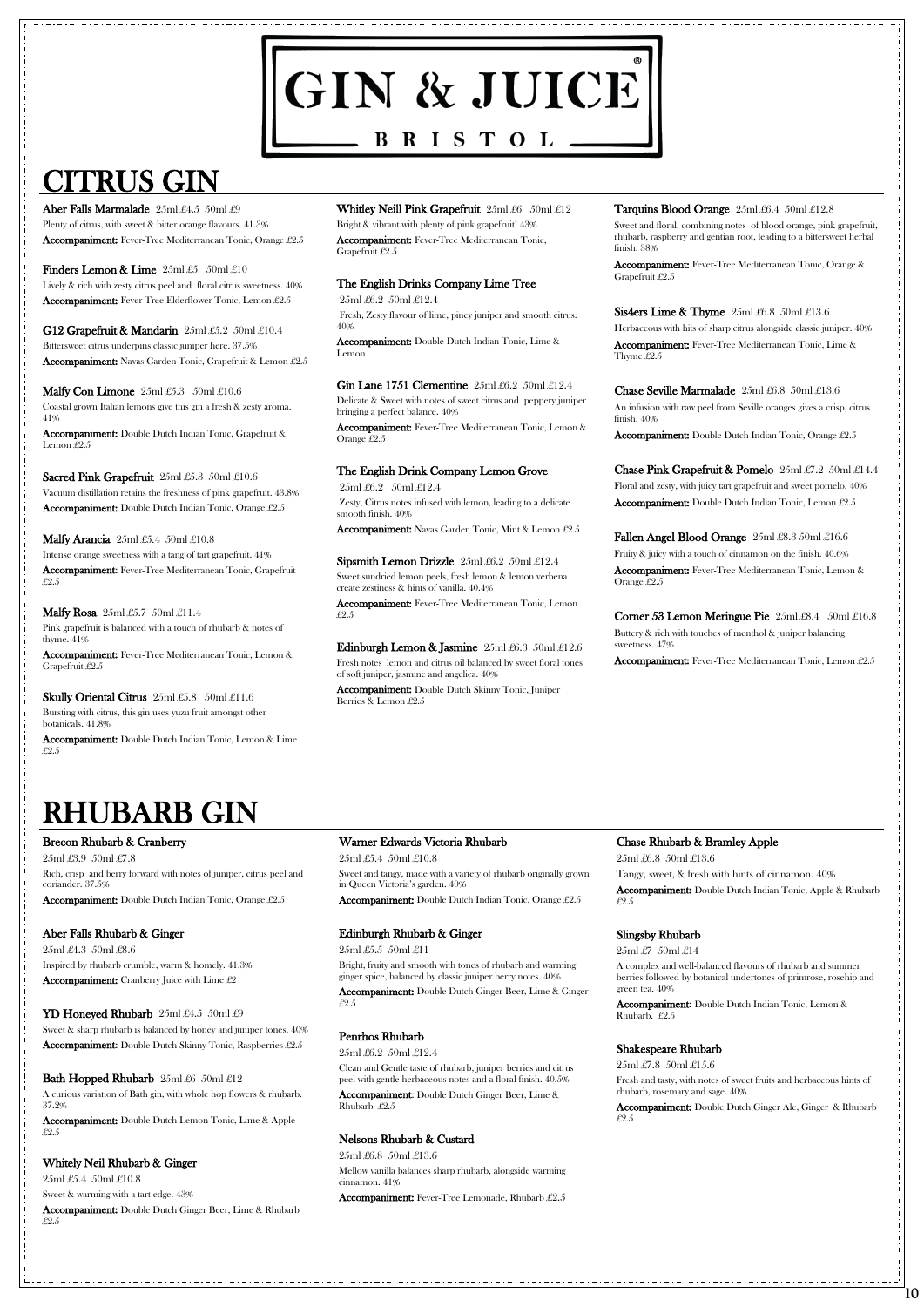# GIN & JUICE

BRISTOL

## CITRUS GIN

**Aber Falls Marmalade** 25ml £4.5 50ml £9

Plenty of citrus, with sweet & bitter orange flavours. 41.3%

**Accompaniment:** Fever-Tree Mediterranean Tonic, Orange £2.5

**Finders Lemon & Lime** 25ml £5 50ml £10

Lively & rich with zesty citrus peel and floral citrus sweetness. 40%

**Accompaniment:** Fever-Tree Elderflower Tonic, Lemon £2.5

**G12 Grapefruit & Mandarin** 25ml £5.2 50ml £10.4

Bittersweet citrus underpins classic juniper here. 37.5%

**Accompaniment:** Navas Garden Tonic, Grapefruit & Lemon £2.5

**Malfy Con Limone** 25ml £5.3 50ml £10.6

Coastal grown Italian lemons give this gin a fresh & zesty aroma. 41%

**Accompaniment:** Double Dutch Indian Tonic, Grapefruit & Lemon £2.5

**Sacred Pink Grapefruit** 25ml £5.3 50ml £10.6

Vacuum distillation retains the freshness of pink grapefruit. 43.8%

**Accompaniment:** Double Dutch Indian Tonic, Orange £2.5

**Malfy Arancia** 25ml £5.4 50ml £10.8

Intense orange sweetness with a tang of tart grapefruit. 41%

**Accompaniment:** Fever-Tree Mediterranean Tonic, Grapefruit £2.5

**Malfy Rosa** 25ml £5.7 50ml £11.4

Pink grapefruit is balanced with a touch of rhubarb & notes of thyme. 41%

**Accompaniment:** Fever-Tree Mediterranean Tonic, Lemon & Grapefruit £2.5

**Skully Oriental Citrus** 25ml £5.8 50ml £11.6

Bursting with citrus, this gin uses yuzu fruit amongst other botanicals. 41.8%

**Accompaniment:** Double Dutch Indian Tonic, Lemon & Lime £2.5

**Whitley Neill Pink Grapefruit** 25ml £6 50ml £12

Bright & vibrant with plenty of pink grapefruit! 43%

**Accompaniment:** Fever-Tree Mediterranean Tonic, Grapefruit £2.5

**The English Drinks Company Lime Tree**

25ml £6.2 50ml £12.4

Fresh, Zesty flavour of lime, piney juniper and smooth citrus. 40%

**Accompaniment:** Double Dutch Indian Tonic, Lime & Lemon

**Gin Lane 1751 Clementine** 25ml £6.2 50ml £12.4

Delicate & Sweet with notes of sweet citrus and peppery juniper bringing a perfect balance. 40%

**Accompaniment:** Fever-Tree Mediterranean Tonic, Lemon & Orange £2.5

**The English Drink Company Lemon Grove**

25ml £6.2 50ml £12.4

Zesty, Citrus notes infused with lemon, leading to a delicate smooth finish. 40%

**Accompaniment:** Navas Garden Tonic, Mint & Lemon £2.5

**Sipsmith Lemon Drizzle** 25ml £6.2 50ml £12.4

Sweet sundried lemon peels, fresh lemon & lemon verbena create zestiness & hints of vanilla. 40.4%

**Accompaniment:** Fever-Tree Mediterranean Tonic, Lemon £2.5

**Edinburgh Lemon & Jasmine** 25ml £6.3 50ml £12.6

Fresh notes lemon and citrus oil balanced by sweet floral tones of soft juniper, jasmine and angelica. 40%

**Accompaniment:** Double Dutch Skinny Tonic, Juniper Berries & Lemon £2.5

**Tarquins Blood Orange** 25ml £6.4 50ml £12.8

Sweet and floral, combining notes of blood orange, pink grapefruit, rhubarb, raspberry and gentian root, leading to a bittersweet herbal finish. 38%

**Accompaniment:** Fever-Tree Mediterranean Tonic, Orange & Grapefruit £2.5

**Sis4ers Lime & Thyme** 25ml £6.8 50ml £13.6

Herbaceous with hits of sharp citrus alongside classic juniper. 40%

**Accompaniment:** Fever-Tree Mediterranean Tonic, Lime & Thyme £2.5

**Chase Seville Marmalade** 25ml £6.8 50ml £13.6

An infusion with raw peel from Seville oranges gives a crisp, citrus finish. 40%

**Accompaniment:** Double Dutch Indian Tonic, Orange £2.5

**Chase Pink Grapefruit & Pomelo** 25ml £7.2 50ml £14.4

Floral and zesty, with juicy tart grapefruit and sweet pomelo. 40%

**Accompaniment:** Double Dutch Indian Tonic, Lemon £2.5

**Fallen Angel Blood Orange** 25ml £8.3 50ml £16.6

Fruity & juicy with a touch of cinnamon on the finish. 40.6%

**Accompaniment:** Fever-Tree Mediterranean Tonic, Lemon & Orange £2.5

**Corner 53 Lemon Meringue Pie** 25ml £8.4 50ml £16.8

Buttery & rich with touches of menthol & juniper balancing sweetness. 47%

**Accompaniment:** Fever-Tree Mediterranean Tonic, Lemon £2.5

## RHUBARB GIN

**Brecon Rhubarb & Cranberry**

25ml £3.9 50ml £7.8

Rich, crisp and berry forward with notes of juniper, citrus peel and coriander. 37.5%

**Accompaniment:** Double Dutch Indian Tonic, Orange £2.5

**Aber Falls Rhubarb & Ginger**

25ml £4.3 50ml £8.6

Inspired by rhubarb crumble, warm & homely. 41.3%

**Accompaniment:** Cranberry Juice with Lime £2

**YD Honeyed Rhubarb** 25ml £4.5 50ml £9

Sweet & sharp rhubarb is balanced by honey and juniper tones. 40%

**Accompaniment:** Double Dutch Skinny Tonic, Raspberries £2.5

**Bath Hopped Rhubarb** 25ml £6 50ml £12

A curious variation of Bath gin, with whole hop flowers & rhubarb. 37.2%

**Accompaniment:** Double Dutch Lemon Tonic, Lime & Apple £2.5

**Whitely Neil Rhubarb & Ginger**

25ml £5.4 50ml £10.8

Sweet & warming with a tart edge. 43%

**Accompaniment:** Double Dutch Ginger Beer, Lime & Rhubarb £2.5

**Warner Edwards Victoria Rhubarb**

25ml £5.4 50ml £10.8

Sweet and tangy, made with a variety of rhubarb originally grown in Queen Victoria's garden. 40%

**Accompaniment:** Double Dutch Indian Tonic, Orange £2.5

**Edinburgh Rhubarb & Ginger**

25ml £5.5 50ml £11

Bright, fruity and smooth with tones of rhubarb and warming ginger spice, balanced by classic juniper berry notes. 40%

**Accompaniment:** Double Dutch Ginger Beer, Lime & Ginger £2.5

**Penrhos Rhubarb**

25ml £6.2 50ml £12.4

Clean and Gentle taste of rhubarb, juniper berries and citrus peel with gentle herbaceous notes and a floral finish. 40.5%

**Accompaniment:** Double Dutch Ginger Beer, Lime & Rhubarb £2.5

**Nelsons Rhubarb & Custard**

25ml £6.8 50ml £13.6

Mellow vanilla balances sharp rhubarb, alongside warming cinnamon. 41%

**Accompaniment:** Fever-Tree Lemonade, Rhubarb £2.5

**Chase Rhubarb & Bramley Apple**

25ml £6.8 50ml £13.6

Tangy, sweet, & fresh with hints of cinnamon. 40%

**Accompaniment:** Double Dutch Indian Tonic, Apple & Rhubarb £2.5

**Slingsby Rhubarb**

25ml £7 50ml £14

A complex and well-balanced flavours of rhubarb and summer berries followed by botanical undertones of primrose, rosehip and green tea. 40%

**Accompaniment:** Double Dutch Indian Tonic, Lemon & Rhubarb. £2.5

**Shakespeare Rhubarb**

25ml £7.8 50ml £15.6

Fresh and tasty, with notes of sweet fruits and herbaceous hints of rhubarb, rosemary and sage. 40%

**Accompaniment:** Double Dutch Ginger Ale, Ginger & Rhubarb £2.5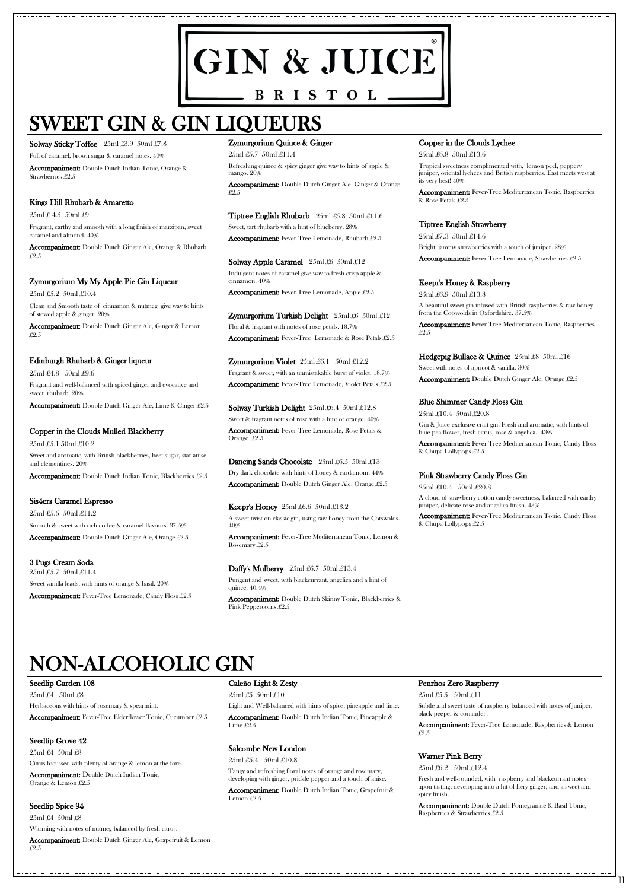# GIN & JUICE

BRISTOL

## SWEET GIN & GIN LIQUEURS

**Solway Sticky Toffee** 25ml £3.9 50ml £7.8

Full of caramel, brown sugar & caramel notes. 40%

**Accompaniment:** Double Dutch Indian Tonic, Orange & Strawberries £2.5

**Kings Hill Rhubarb & Amaretto**

25ml £ 4.5 50ml £9

Fragrant, earthy and smooth with a long finish of marzipan, sweet caramel and almond. 40%

**Accompaniment:** Double Dutch Ginger Ale, Orange & Rhubarb £2.5

**Zymurgorium My My Apple Pie Gin Liqueur**

25ml £5.2 50ml £10.4

Clean and Smooth taste of cinnamon & nutmeg give way to hints of stewed apple & ginger. 20%

**Accompaniment:** Double Dutch Ginger Ale, Ginger & Lemon £2.5

**Edinburgh Rhubarb & Ginger liqueur**

25ml £4.8 50ml £9.6

Fragrant and well-balanced with spiced ginger and evocative and sweet rhubarb. 20%

**Accompaniment:** Double Dutch Ginger Ale, Lime & Ginger £2.5

**Copper in the Clouds Mulled Blackberry**

25ml £5.1 50ml £10.2

Sweet and aromatic, with British blackberries, beet sugar, star anise and clementines. 20%

**Accompaniment:** Double Dutch Indian Tonic, Blackberries £2.5

**Sis4ers Caramel Espresso**

25ml £5.6 50ml £11.2

Smooth & sweet with rich coffee & caramel flavours. 37.5%

**Accompaniment:** Double Dutch Ginger Ale, Orange £2.5

**3 Pugs Cream Soda**

25ml £5.7 50ml £11.4

Sweet vanilla leads, with hints of orange & basil. 20%

**Accompaniment:** Fever-Tree Lemonade, Candy Floss £2.5

**Zymurgorium Quince & Ginger**

25ml £5.7 50ml £11.4

Refreshing quince & spicy ginger give way to hints of apple & mango. 20%

**Accompaniment:** Double Dutch Ginger Ale, Ginger & Orange £2.5

**Tiptree English Rhubarb** 25ml £5.8 50ml £11.6

Sweet, tart rhubarb with a hint of blueberry. 28%

**Accompaniment:** Fever-Tree Lemonade, Rhubarb £2.5

**Solway Apple Caramel** 25ml £6 50ml £12

Indulgent notes of caramel give way to fresh crisp apple & cinnamon. 40%

**Accompaniment:** Fever-Tree Lemonade, Apple £2.5

**Zymurgorium Turkish Delight** 25ml £6 50ml £12

Floral & fragrant with notes of rose petals. 18.7%

**Accompaniment:** Fever-Tree Lemonade & Rose Petals £2.5

**Zymurgorium Violet** 25ml £6.1 50ml £12.2

Fragrant & sweet, with an unmistakable burst of violet. 18.7%

**Accompaniment:** Fever-Tree Lemonade, Violet Petals £2.5

**Solway Turkish Delight** 25ml £6.4 50ml £12.8

Sweet & fragrant notes of rose with a hint of orange. 40%

**Accompaniment:** Fever-Tree Lemonade, Rose Petals & Orange £2.5

**Dancing Sands Chocolate** 25ml £6.5 50ml £13

Dry dark chocolate with hints of honey & cardamom. 44%

**Accompaniment:** Double Dutch Ginger Ale, Orange £2.5

**Keepr's Honey** 25ml £6.6 50ml £13.2

A sweet twist on classic gin, using raw honey from the Cotswolds. 40%

**Accompaniment:** Fever-Tree Mediterranean Tonic, Lemon & Rosemary £2.5

**Daffy's Mulberry** 25ml £6.7 50ml £13.4

Pungent and sweet, with blackcurrant, angelica and a hint of quince. 40.4%

**Accompaniment:** Double Dutch Skinny Tonic, Blackberries & Pink Peppercorns £2.5

**Copper in the Clouds Lychee**

25ml £6.8 50ml £13.6

Tropical sweetness complimented with, lemon peel, peppery juniper, oriental lychees and British raspberries. East meets west at its very best! 40%

**Accompaniment:** Fever-Tree Mediterranean Tonic, Raspberries & Rose Petals £2.5

**Tiptree English Strawberry**

25ml £7.3 50ml £14.6

Bright, jammy strawberries with a touch of juniper. 28%

**Accompaniment:** Fever-Tree Lemonade, Strawberries £2.5

**Keepr's Honey & Raspberry**

25ml £6.9 50ml £13.8

A beautiful sweet gin infused with British raspberries & raw honey from the Cotswolds in Oxfordshire. 37.5%

**Accompaniment:** Fever-Tree Mediterranean Tonic, Raspberries £2.5

**Hedgepig Bullace & Quince** 25ml £8 50ml £16

Sweet with notes of apricot & vanilla. 30%

**Accompaniment:** Double Dutch Ginger Ale, Orange £2.5

**Blue Shimmer Candy Floss Gin**

25ml £10.4 50ml £20.8

Gin & Juice exclusive craft gin. Fresh and aromatic, with hints of blue pea-flower, fresh citrus, rose & angelica. 43%

**Accompaniment:** Fever-Tree Mediterranean Tonic, Candy Floss & Chupa Lollypops £2.5

**Pink Strawberry Candy Floss Gin**

25ml £10.4 50ml £20.8

A cloud of strawberry cotton candy sweetness, balanced with earthy juniper, delicate rose and angelica finish. 43%

**Accompaniment:** Fever-Tree Mediterranean Tonic, Candy Floss & Chupa Lollypops £2.5

## NON-ALCOHOLIC GIN

**Seedlip Garden 108**

25ml £4 50ml £8

Herbaceous with hints of rosemary & spearmint.

**Accompaniment:** Fever-Tree Elderflower Tonic, Cucumber £2.5

**Seedlip Grove 42**

25ml £4 50ml £8

Citrus focussed with plenty of orange & lemon at the fore.

**Accompaniment:** Double Dutch Indian Tonic, Orange & Lemon £2.5

**Seedlip Spice 94**

25ml £4 50ml £8

Warming with notes of nutmeg balanced by fresh citrus.

**Accompaniment:** Double Dutch Ginger Ale, Grapefruit & Lemon £2.5

**Caleño Light & Zesty**

25ml £5 50ml £10

Light and Well-balanced with hints of spice, pineapple and lime.

**Accompaniment:** Double Dutch Indian Tonic, Pineapple & Lime £2.5

**Salcombe New London**

25ml £5.4 50ml £10.8

Tangy and refreshing floral notes of orange and rosemary, developing with ginger, prickle pepper and a touch of anise.

**Accompaniment:** Double Dutch Indian Tonic, Grapefruit & Lemon £2.5

**Penrhos Zero Raspberry**

25ml £5.5 50ml £11

Subtle and sweet taste of raspberry balanced with notes of juniper, black peeper & coriander .

**Accompaniment:** Fever-Tree Lemonade, Raspberries & Lemon £2.5

**Warner Pink Berry**

25ml £6.2 50ml £12.4

Fresh and well-rounded, with raspberry and blackcurrant notes upon tasting, developing into a hit of fiery ginger, and a sweet and spicy finish.

**Accompaniment:** Double Dutch Pomegranate & Basil Tonic, Raspberries & Strawberries £2.5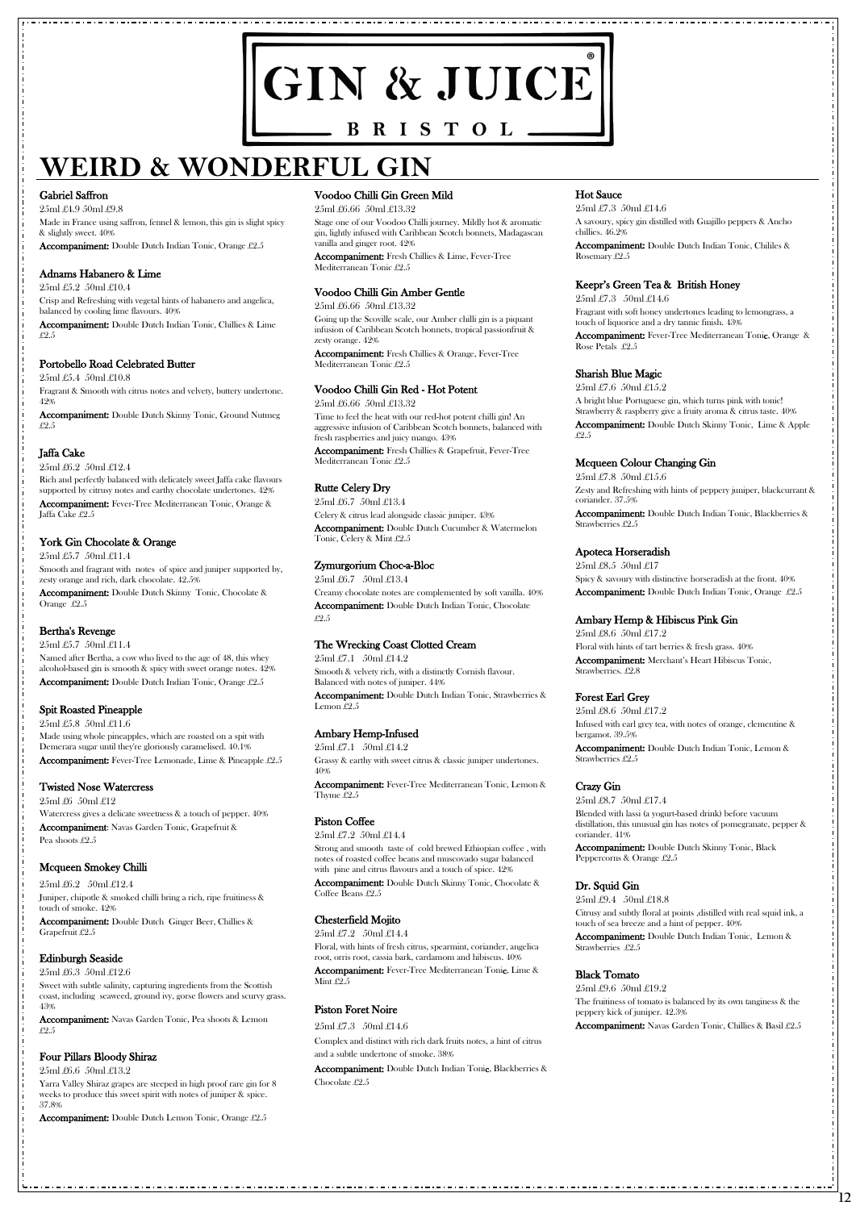# GIN & JUICE

BRISTOL

# WEIRD & WONDERFUL GIN

### Gabriel Saffron

25ml £4.9 50ml £9.8

Made in France using saffron, fennel & lemon, this gin is slight spicy & slightly sweet. 40%

**Accompaniment:** Double Dutch Indian Tonic, Orange £2.5

### Adnams Habanero & Lime

25ml £5.2 50ml £10.4

Crisp and Refreshing with vegetal hints of habanero and angelica, balanced by cooling lime flavours. 40%

**Accompaniment:** Double Dutch Indian Tonic, Chillies & Lime £2.5

### Portobello Road Celebrated Butter

25ml £5.4 50ml £10.8

Fragrant & Smooth with citrus notes and velvety, buttery undertone. 42%

**Accompaniment:** Double Dutch Skinny Tonic, Ground Nutmeg £2.5

### Jaffa Cake

25ml £6.2 50ml £12.4

Rich and perfectly balanced with delicately sweet Jaffa cake flavours supported by citrusy notes and earthy chocolate undertones. 42%

**Accompaniment:** Fever-Tree Mediterranean Tonic, Orange & Jaffa Cake £2.5

### York Gin Chocolate & Orange

25ml £5.7 50ml £11.4

Smooth and fragrant with notes of spice and juniper supported by, zesty orange and rich, dark chocolate. 42.5%

**Accompaniment:** Double Dutch Skinny Tonic, Chocolate & Orange £2.5

### Bertha's Revenge

25ml £5.7 50ml £11.4

Named after Bertha, a cow who lived to the age of 48, this whey alcohol-based gin is smooth & spicy with sweet orange notes. 42%

**Accompaniment:** Double Dutch Indian Tonic, Orange £2.5

### Spit Roasted Pineapple

25ml £5.8 50ml £11.6

Made using whole pineapples, which are roasted on a spit with Demerara sugar until they're gloriously caramelised. 40.1%

**Accompaniment:** Fever-Tree Lemonade, Lime & Pineapple £2.5

### Twisted Nose Watercress

25ml £6 50ml £12

Watercress gives a delicate sweetness & a touch of pepper. 40%

**Accompaniment**: Navas Garden Tonic, Grapefruit & Pea shoots £2.5

### Mcqueen Smokey Chilli

25ml £6.2 50ml £12.4

Juniper, chipotle & smoked chilli bring a rich, ripe fruitiness & touch of smoke. 42%

**Accompaniment:** Double Dutch Ginger Beer, Chillies & Grapefruit £2.5

### Edinburgh Seaside

25ml £6.3 50ml £12.6

Sweet with subtle salinity, capturing ingredients from the Scottish coast, including seaweed, ground ivy, gorse flowers and scurvy grass. 43%

**Accompaniment:** Navas Garden Tonic, Pea shoots & Lemon £2.5

### Four Pillars Bloody Shiraz

25ml £6.6 50ml £13.2

Yarra Valley Shiraz grapes are steeped in high proof rare gin for 8 weeks to produce this sweet spirit with notes of juniper & spice. 37.8%

**Accompaniment:** Double Dutch Lemon Tonic, Orange £2.5

### Voodoo Chilli Gin Green Mild

25ml £6.66 50ml £13.32

Stage one of our Voodoo Chilli journey. Mildly hot & aromatic gin, lightly infused with Caribbean Scotch bonnets, Madagascan vanilla and ginger root. 42%

**Accompaniment:** Fresh Chillies & Lime, Fever-Tree Mediterranean Tonic £2.5

### Voodoo Chilli Gin Amber Gentle

25ml £6.66 50ml £13.32

Going up the Scoville scale, our Amber chilli gin is a piquant infusion of Caribbean Scotch bonnets, tropical passionfruit & zesty orange. 42%

**Accompaniment:** Fresh Chillies & Orange, Fever-Tree Mediterranean Tonic £2.5

### Voodoo Chilli Gin Red - Hot Potent

25ml £6.66 50ml £13.32

Time to feel the heat with our red-hot potent chilli gin! An aggressive infusion of Caribbean Scotch bonnets, balanced with fresh raspberries and juicy mango. 43%

**Accompaniment:** Fresh Chillies & Grapefruit, Fever-Tree Mediterranean Tonic £2.5

### Rutte Celery Dry

25ml £6.7 50ml £13.4

Celery & citrus lead alongside classic juniper. 43%

**Accompaniment:** Double Dutch Cucumber & Watermelon Tonic, Celery & Mint £2.5

### Zymurgorium Choc-a-Bloc

25ml £6.7 50ml £13.4

Creamy chocolate notes are complemented by soft vanilla. 40%

**Accompaniment:** Double Dutch Indian Tonic, Chocolate £2.5

### The Wrecking Coast Clotted Cream

25ml £7.1 50ml £14.2

Smooth & velvety rich, with a distinctly Cornish flavour. Balanced with notes of juniper. 44%

**Accompaniment:** Double Dutch Indian Tonic, Strawberries & Lemon £2.5

### Ambary Hemp-Infused

25ml £7.1 50ml £14.2

Grassy & earthy with sweet citrus & classic juniper undertones. 40%

**Accompaniment:** Fever-Tree Mediterranean Tonic, Lemon & Thyme £2.5

### Piston Coffee

25ml £7.2 50ml £14.4

Strong and smooth taste of cold brewed Ethiopian coffee , with notes of roasted coffee beans and muscovado sugar balanced with pine and citrus flavours and a touch of spice. 42%

**Accompaniment:** Double Dutch Skinny Tonic, Chocolate & Coffee Beans £2.5

### Chesterfield Mojito

25ml £7.2 50ml £14.4

Floral, with hints of fresh citrus, spearmint, coriander, angelica root, orris root, cassia bark, cardamom and hibiscus. 40%

**Accompaniment:** Fever-Tree Mediterranean Tonic, Lime & Mint £2.5

### Piston Foret Noire

25ml £7.3 50ml £14.6

Complex and distinct with rich dark fruits notes, a hint of citrus and a subtle undertone of smoke. 38%

**Accompaniment:** Double Dutch Indian Tonic, Blackberries & Chocolate £2.5

### Hot Sauce

25ml £7.3 50ml £14.6

A savoury, spicy gin distilled with Guajillo peppers & Ancho chillies. 46.2%

**Accompaniment:** Double Dutch Indian Tonic, Chililes & Rosemary £2.5

### Keepr's Green Tea & British Honey

25ml £7.3 50ml £14.6

Fragrant with soft honey undertones leading to lemongrass, a touch of liquorice and a dry tannic finish. 43%

**Accompaniment:** Fever-Tree Mediterranean Tonic, Orange & Rose Petals £2.5

### Sharish Blue Magic

25ml £7.6 50ml £15.2

A bright blue Portuguese gin, which turns pink with tonic! Strawberry & raspberry give a fruity aroma & citrus taste. 40%

**Accompaniment:** Double Dutch Skinny Tonic, Lime & Apple £2.5

### Mcqueen Colour Changing Gin

25ml £7.8 50ml £15.6

Zesty and Refreshing with hints of peppery juniper, blackcurrant & coriander. 37.5%

**Accompaniment:** Double Dutch Indian Tonic, Blackberries & Strawberries £2.5

### Apoteca Horseradish

25ml £8.5 50ml £17

Spicy & savoury with distinctive horseradish at the front. 40%

**Accompaniment:** Double Dutch Indian Tonic, Orange £2.5

### Ambary Hemp & Hibiscus Pink Gin

25ml £8.6 50ml £17.2

Floral with hints of tart berries & fresh grass. 40%

**Accompaniment:** Merchant's Heart Hibiscus Tonic, Strawberries. £2.8

### Forest Earl Grey

25ml £8.6 50ml £17.2

Infused with earl grey tea, with notes of orange, clementine & bergamot. 39.5%

**Accompaniment:** Double Dutch Indian Tonic, Lemon & Strawberries £2.5

### Crazy Gin

25ml £8.7 50ml £17.4

Blended with lassi (a yogurt-based drink) before vacuum distillation, this unusual gin has notes of pomegranate, pepper & coriander. 41%

**Accompaniment:** Double Dutch Skinny Tonic, Black Peppercorns & Orange £2.5

### Dr. Squid Gin

25ml £9.4 50ml £18.8

Citrusy and subtly floral at points ,distilled with real squid ink, a touch of sea breeze and a hint of pepper. 40%

**Accompaniment:** Double Dutch Indian Tonic, Lemon & Strawberries £2.5

### Black Tomato

25ml £9.6 50ml £19.2

The fruitiness of tomato is balanced by its own tanginess & the peppery kick of juniper. 42.3%

**Accompaniment:** Navas Garden Tonic, Chillies & Basil £2.5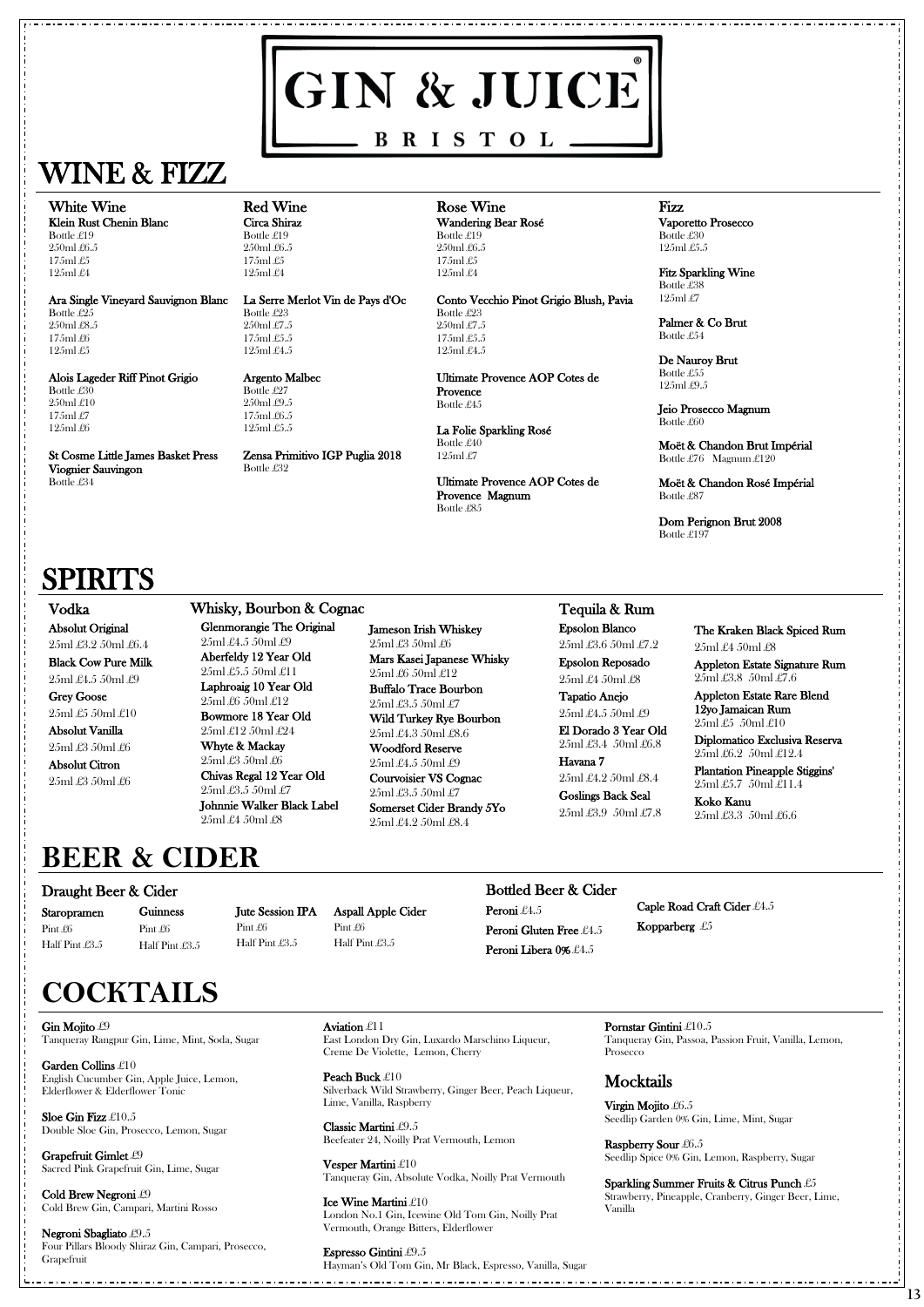# GIN & JUICE

BRISTOL

## WINE & FIZZ

### White Wine

**Klein Rust Chenin Blanc**
Bottle £19
250ml £6.5
175ml £5
125ml £4

**Ara Single Vineyard Sauvignon Blanc**
Bottle £25
250ml £8.5
175ml £6
125ml £5

**Alois Lageder Riff Pinot Grigio**
Bottle £30
250ml £10
175ml £7
125ml £6

**St Cosme Little James Basket Press Viognier Sauvignon**
Bottle £34

### Red Wine

**Circa Shiraz**
Bottle £19
250ml £6.5
175ml £5
125ml £4

**La Serre Merlot Vin de Pays d'Oc**
Bottle £23
250ml £7.5
175ml £5.5
125ml £4.5

**Argento Malbec**
Bottle £27
250ml £9.5
175ml £6.5
125ml £5.5

**Zensa Primitivo IGP Puglia 2018**
Bottle £32

### Rose Wine

**Wandering Bear Rosé**
Bottle £19
250ml £6.5
175ml £5
125ml £4

**Conto Vecchio Pinot Grigio Blush, Pavia**
Bottle £23
250ml £7.5
175ml £5.5
125ml £4.5

**Ultimate Provence AOP Cotes de Provence**
Bottle £45

**La Folie Sparkling Rosé**
Bottle £40
125ml £7

**Ultimate Provence AOP Cotes de Provence Magnum**
Bottle £85

### Fizz

**Vaporetto Prosecco**
Bottle £30
125ml £5.5

**Fitz Sparkling Wine**
Bottle £38
125ml £7

**Palmer & Co Brut**
Bottle £54

**De Nauroy Brut**
Bottle £55
125ml £9.5

**Jeio Prosecco Magnum**
Bottle £60

**Moët & Chandon Brut Impérial**
Bottle £76 Magnum £120

**Moët & Chandon Rosé Impérial**
Bottle £87

**Dom Perignon Brut 2008**
Bottle £197

## SPIRITS

### Vodka

**Absolut Original**
25ml £3.2 50ml £6.4

**Black Cow Pure Milk**
25ml £4.5 50ml £9

**Grey Goose**
25ml £5 50ml £10

**Absolut Vanilla**
25ml £3 50ml £6

**Absolut Citron**
25ml £3 50ml £6

### Whisky, Bourbon & Cognac

**Glenmorangie The Original**
25ml £4.5 50ml £9

**Aberfeldy 12 Year Old**
25ml £5.5 50ml £11

**Laphroaig 10 Year Old**
25ml £6 50ml £12

**Bowmore 18 Year Old**
25ml £12 50ml £24

**Whyte & Mackay**
25ml £3 50ml £6

**Chivas Regal 12 Year Old**
25ml £3.5 50ml £7

**Johnnie Walker Black Label**
25ml £4 50ml £8

**Jameson Irish Whiskey**
25ml £3 50ml £6

**Mars Kasei Japanese Whisky**
25ml £6 50ml £12

**Buffalo Trace Bourbon**
25ml £3.5 50ml £7

**Wild Turkey Rye Bourbon**
25ml £4.3 50ml £8.6

**Woodford Reserve**
25ml £4.5 50ml £9

**Courvoisier VS Cognac**
25ml £3.5 50ml £7

**Somerset Cider Brandy 5Yo**
25ml £4.2 50ml £8.4

### Tequila & Rum

**Epsolon Blanco**
25ml £3.6 50ml £7.2

**Epsolon Reposado**
25ml £4 50ml £8

**Tapatio Anejo**
25ml £4.5 50ml £9

**El Dorado 3 Year Old**
25ml £3.4 50ml £6.8

**Havana 7**
25ml £4.2 50ml £8.4

**Goslings Back Seal**
25ml £3.9 50ml £7.8

**The Kraken Black Spiced Rum**
25ml £4 50ml £8

**Appleton Estate Signature Rum**
25ml £3.8 50ml £7.6

**Appleton Estate Rare Blend 12yo Jamaican Rum**
25ml £5 50ml £10

**Diplomatico Exclusiva Reserva**
25ml £6.2 50ml £12.4

**Plantation Pineapple Stiggins'**
25ml £5.7 50ml £11.4

**Koko Kanu**
25ml £3.3 50ml £6.6

## BEER & CIDER

### Draught Beer & Cider

**Staropramen**
Pint £6
Half Pint £3.5

**Guinness**
Pint £6
Half Pint £3.5

**Jute Session IPA**
Pint £6
Half Pint £3.5

**Aspall Apple Cider**
Pint £6
Half Pint £3.5

### Bottled Beer & Cider

**Peroni** £4.5

**Peroni Gluten Free** £4.5

**Peroni Libera 0%** £4.5

**Caple Road Craft Cider** £4.5

**Kopparberg** £5

## COCKTAILS

**Gin Mojito** £9
Tanqueray Rangpur Gin, Lime, Mint, Soda, Sugar

**Garden Collins** £10
English Cucumber Gin, Apple Juice, Lemon, Elderflower & Elderflower Tonic

**Sloe Gin Fizz** £10.5
Double Sloe Gin, Prosecco, Lemon, Sugar

**Grapefruit Gimlet** £9
Sacred Pink Grapefruit Gin, Lime, Sugar

**Cold Brew Negroni** £9
Cold Brew Gin, Campari, Martini Rosso

**Negroni Sbagliato** £9.5
Four Pillars Bloody Shiraz Gin, Campari, Prosecco, Grapefruit

**Aviation** £11
East London Dry Gin, Luxardo Marschino Liqueur, Creme De Violette, Lemon, Cherry

**Peach Buck** £10
Silverback Wild Strawberry, Ginger Beer, Peach Liqueur, Lime, Vanilla, Raspberry

**Classic Martini** £9.5
Beefeater 24, Noilly Prat Vermouth, Lemon

**Vesper Martini** £10
Tanqueray Gin, Absolute Vodka, Noilly Prat Vermouth

**Ice Wine Martini** £10
London No.1 Gin, Icewine Old Tom Gin, Noilly Prat Vermouth, Orange Bitters, Elderflower

**Espresso Gintini** £9.5
Hayman's Old Tom Gin, Mr Black, Espresso, Vanilla, Sugar

**Pornstar Gintini** £10.5
Tanqueray Gin, Passoa, Passion Fruit, Vanilla, Lemon, Prosecco

### Mocktails

**Virgin Mojito** £6.5
Seedlip Garden 0% Gin, Lime, Mint, Sugar

**Raspberry Sour** £6.5
Seedlip Spice 0% Gin, Lemon, Raspberry, Sugar

**Sparkling Summer Fruits & Citrus Punch** £5
Strawberry, Pineapple, Cranberry, Ginger Beer, Lime, Vanilla